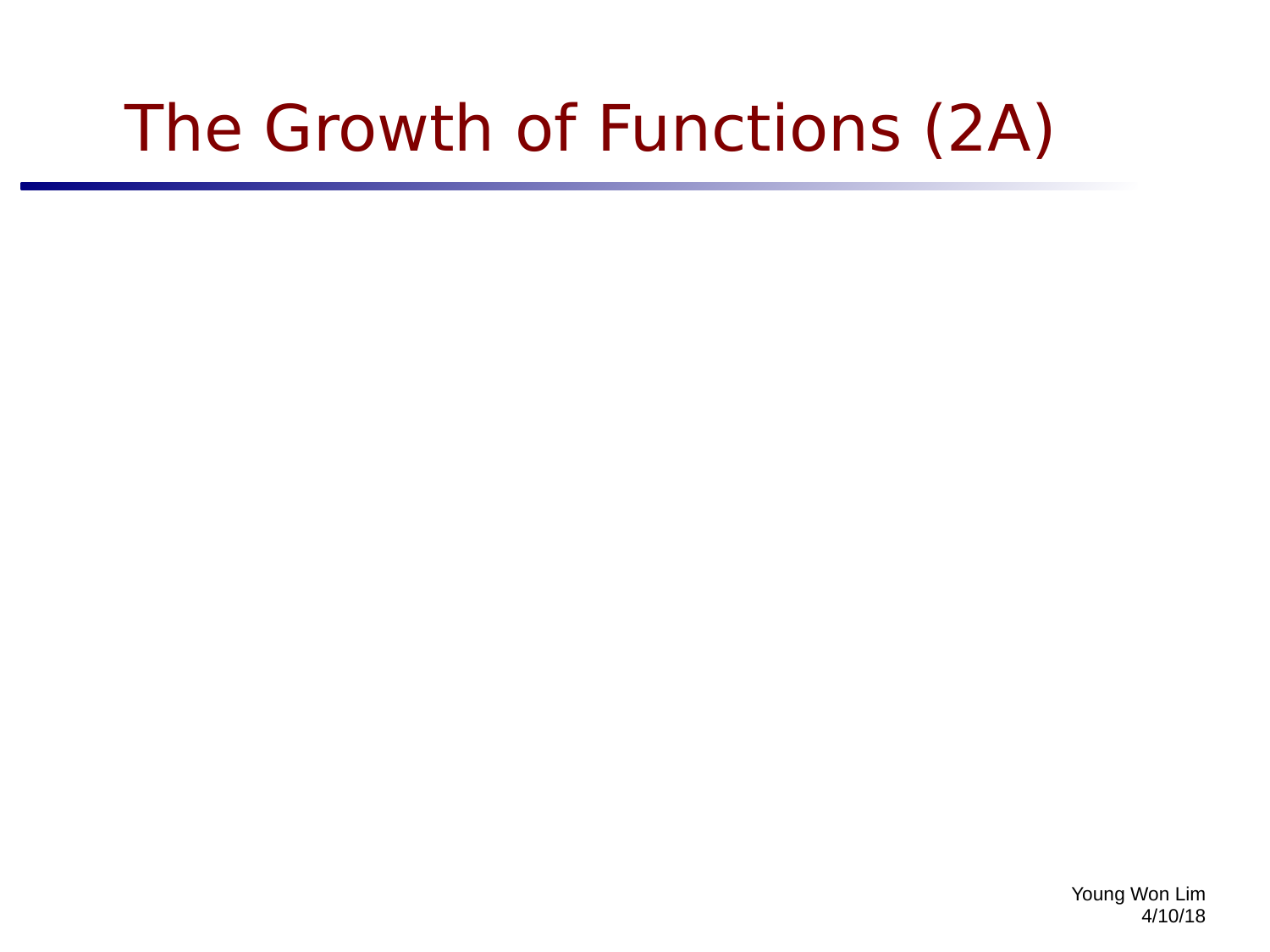# The Growth of Functions (2A)

Young Won Lim
4/10/18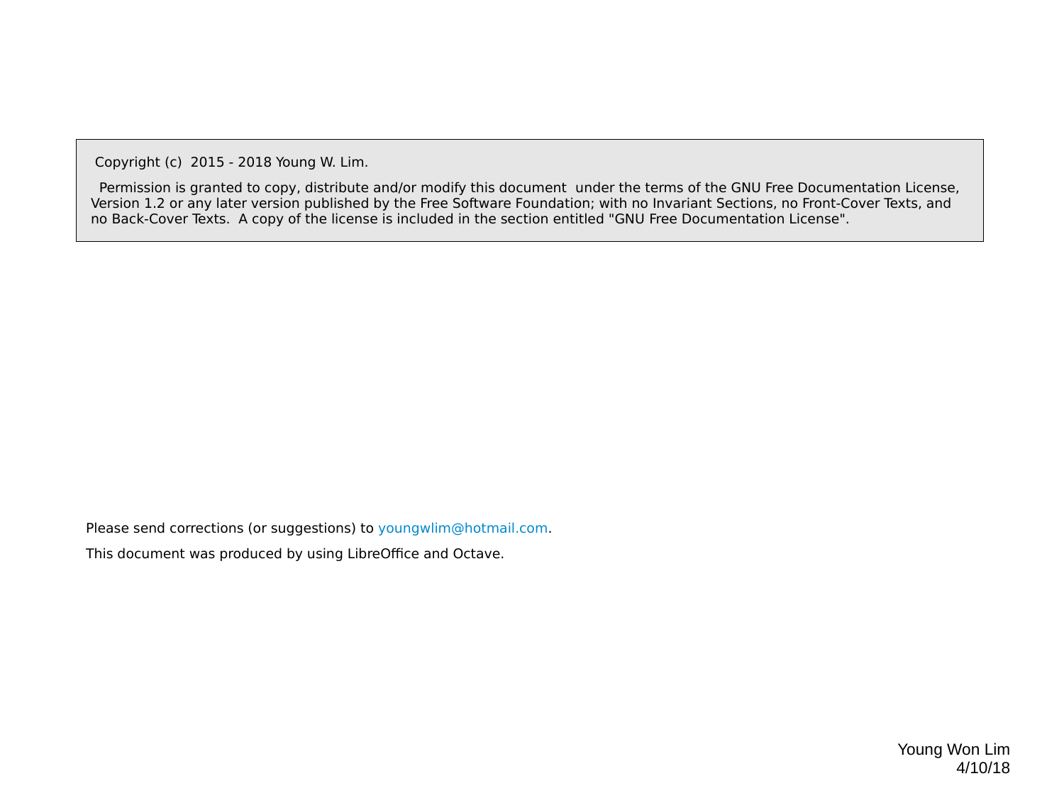Copyright (c) 2015 - 2018 Young W. Lim.

Permission is granted to copy, distribute and/or modify this document under the terms of the GNU Free Documentation License, Version 1.2 or any later version published by the Free Software Foundation; with no Invariant Sections, no Front-Cover Texts, and no Back-Cover Texts. A copy of the license is included in the section entitled "GNU Free Documentation License".

Please send corrections (or suggestions) to youngwlim@hotmail.com.

This document was produced by using LibreOffice and Octave.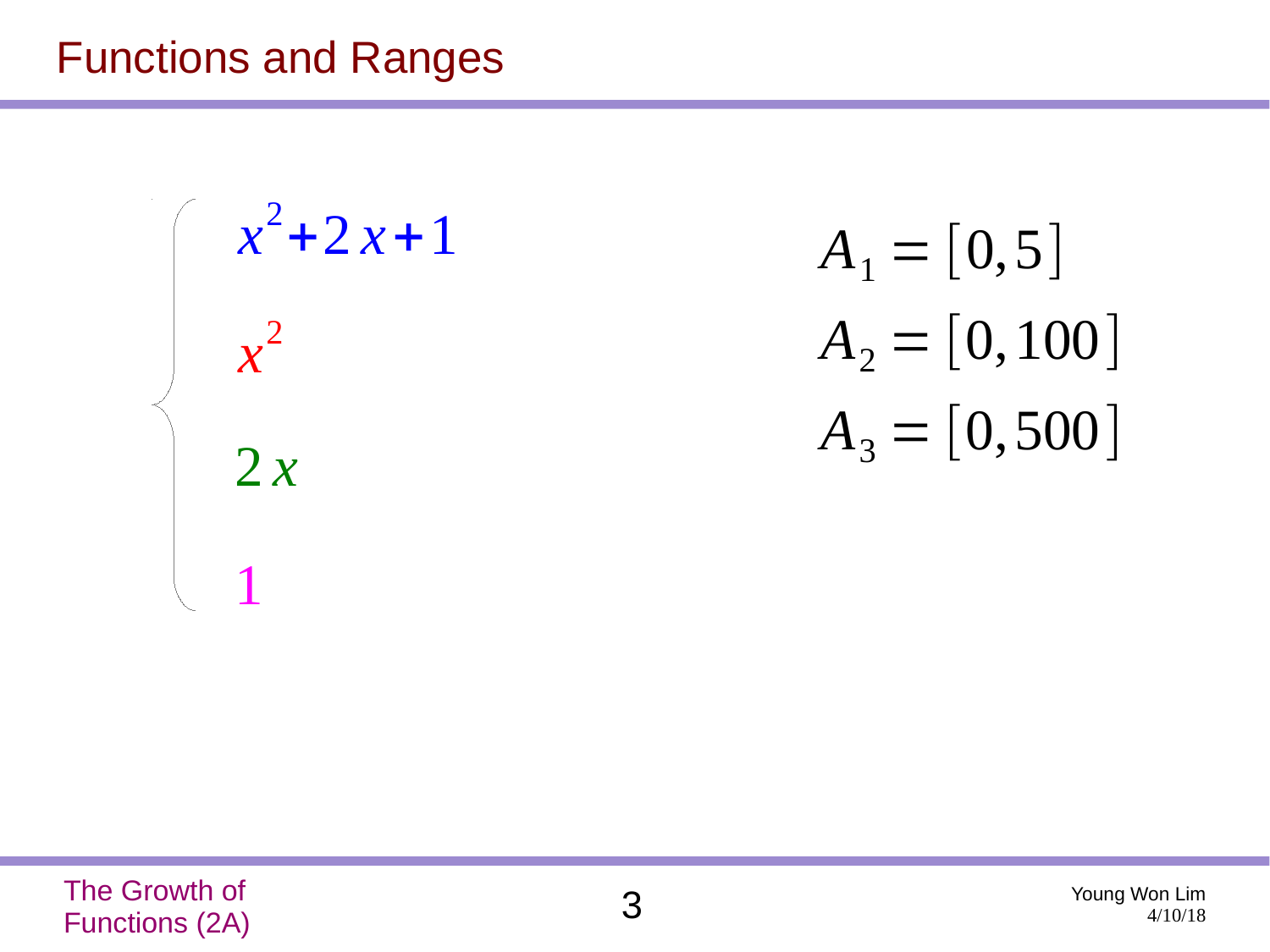# Functions and Ranges

$$\left\{ \begin{array}{l} x^2+2x+1 \\ x^2 \\ 2x \\ 1 \end{array} \right.$$

$$A_1 = [0, 5]$$

$$A_2 = [0, 100]$$

$$A_3 = [0, 500]$$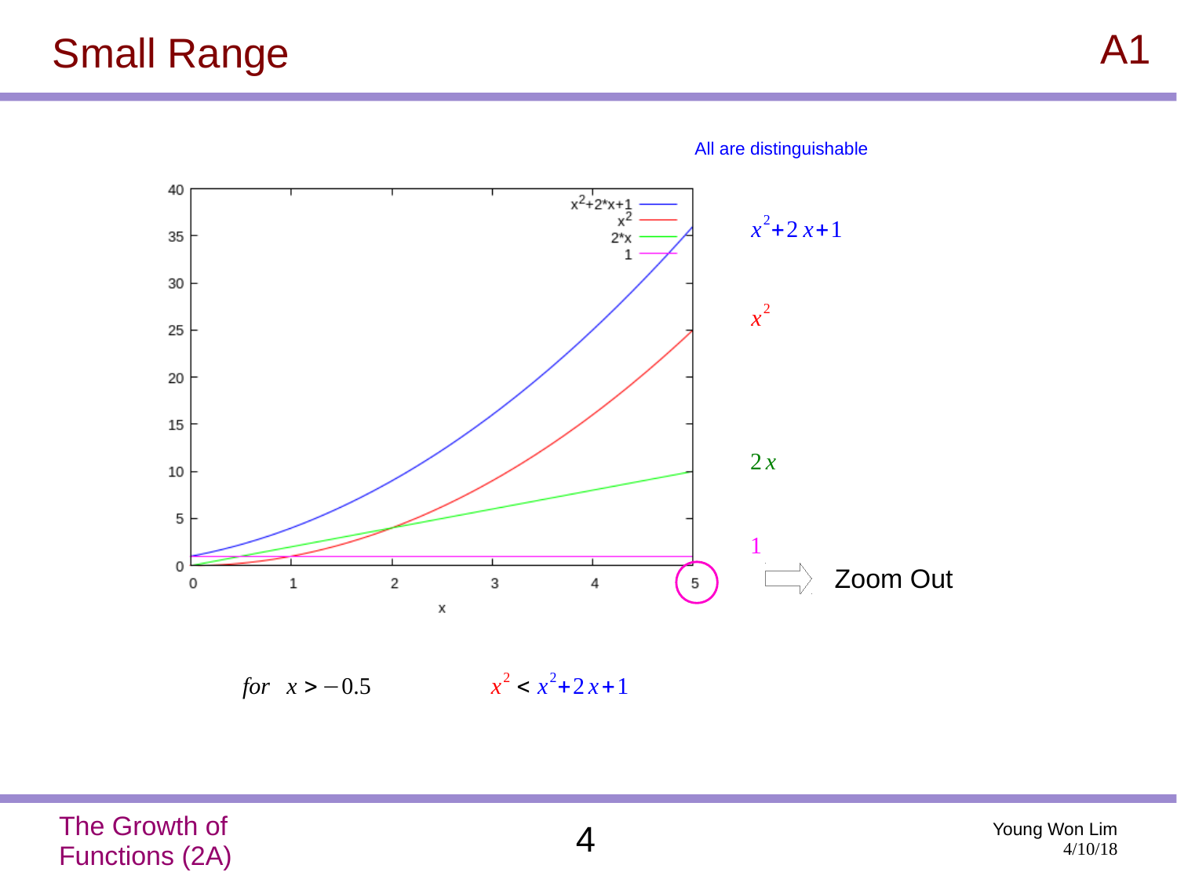# Small Range

All are distinguishable

$x^2+2x+1$

$x^2$

$2x$

$1$

Zoom Out

$$for \quad x > -0.5 \qquad x^2 < x^2+2x+1$$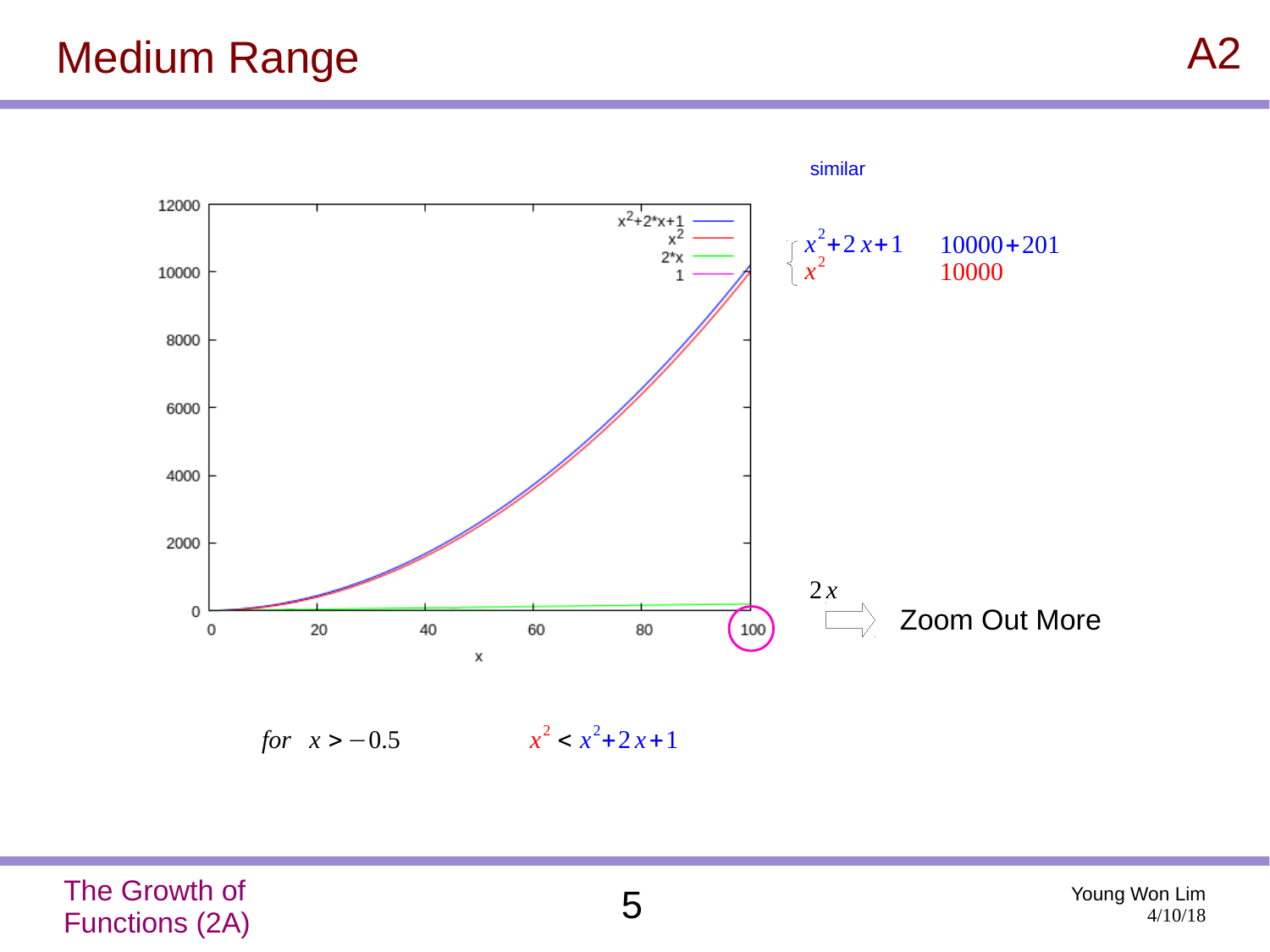# Medium Range

A2

similar

$x^2 + 2x + 1$ $\quad 10000 + 201$

$x^2$ $\quad 10000$

$2x$ ⇨ Zoom Out More

*for* $x > -0.5$ $\qquad x^2 < x^2 + 2x + 1$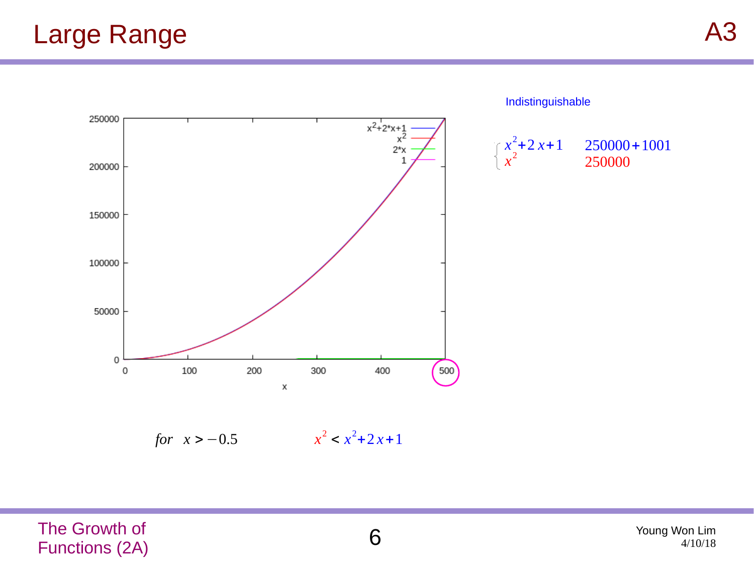# Large Range

A3

Indistinguishable

$$\begin{cases} x^2+2x+1 & 250000+1001 \\ x^2 & 250000 \end{cases}$$

$$for \quad x > -0.5 \qquad\qquad x^2 < x^2+2x+1$$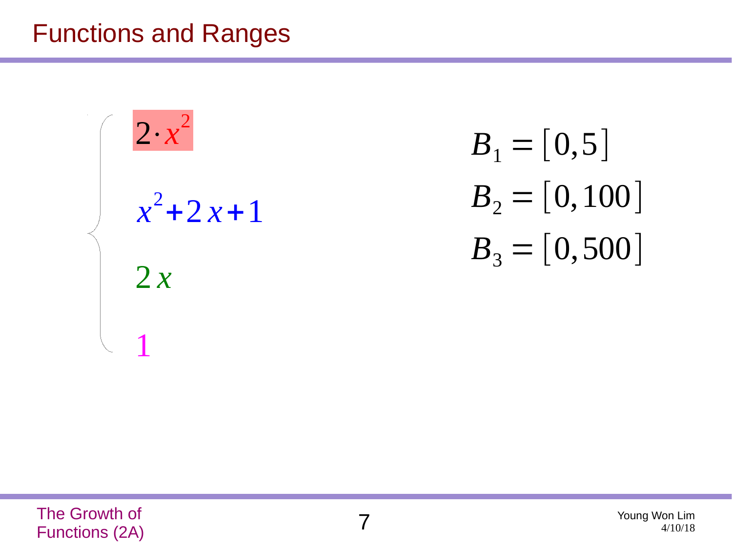# Functions and Ranges

$$\left\{ \begin{array}{l} 2 \cdot x^2 \\ \\ x^2 + 2x + 1 \\ \\ 2x \\ \\ 1 \end{array} \right.$$

$$B_1 = [0, 5]$$

$$B_2 = [0, 100]$$

$$B_3 = [0, 500]$$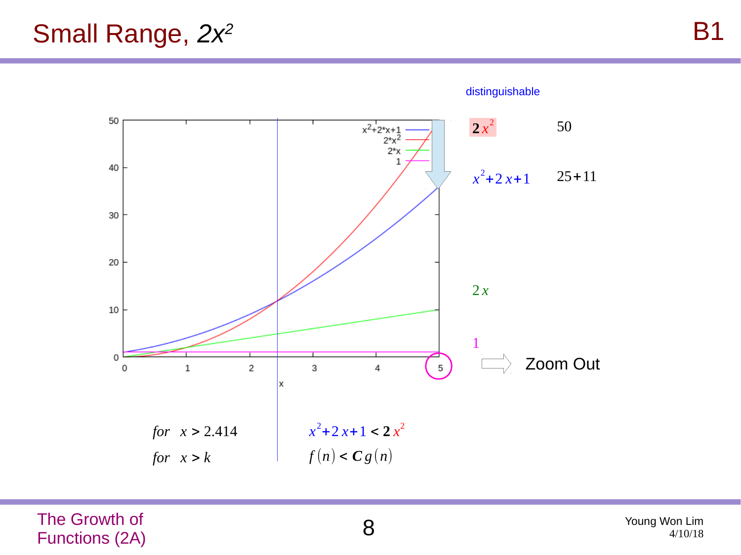# Small Range, $2x^2$

distinguishable

| | |
|---|---|
| $2x^2$ | 50 |
| $x^2+2x+1$ | $25+11$ |
| $2x$ | |
| $1$ | |

Zoom Out

| | |
|---|---|
| $for \quad x > 2.414$ | $x^2+2x+1 < 2x^2$ |
| $for \quad x > k$ | $f(n) < C\,g(n)$ |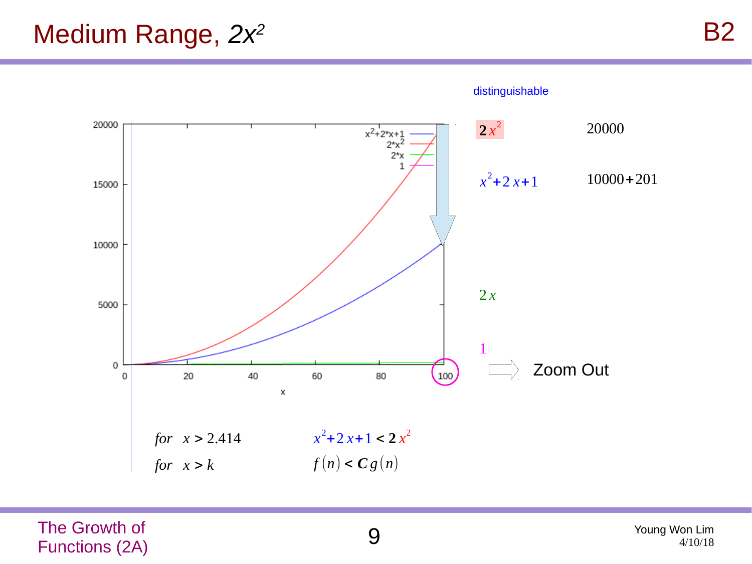# Medium Range, $2x^2$

distinguishable

| | |
|---|---|
| $2x^2$ | 20000 |
| $x^2+2x+1$ | $10000+201$ |
| $2x$ | |
| $1$ | |

Zoom Out

for $x > 2.414$ $\quad x^2+2x+1 < 2x^2$

for $x > k$ $\quad f(n) < Cg(n)$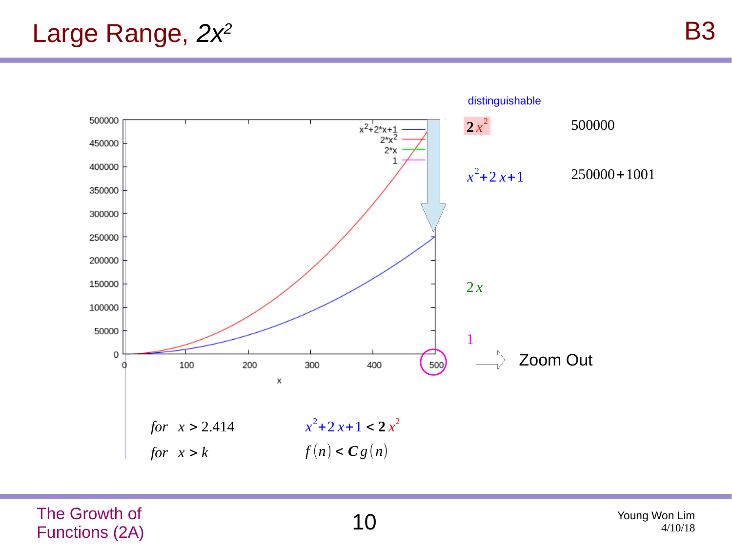# Large Range, $2x^2$

B3

distinguishable

| | |
|---|---|
| $2x^2$ | 500000 |
| $x^2+2x+1$ | $250000+1001$ |
| $2x$ | |
| $1$ | |

Zoom Out

for $x > 2.414$ $\qquad x^2+2x+1 < 2x^2$

for $x > k$ $\qquad f(n) < C\,g(n)$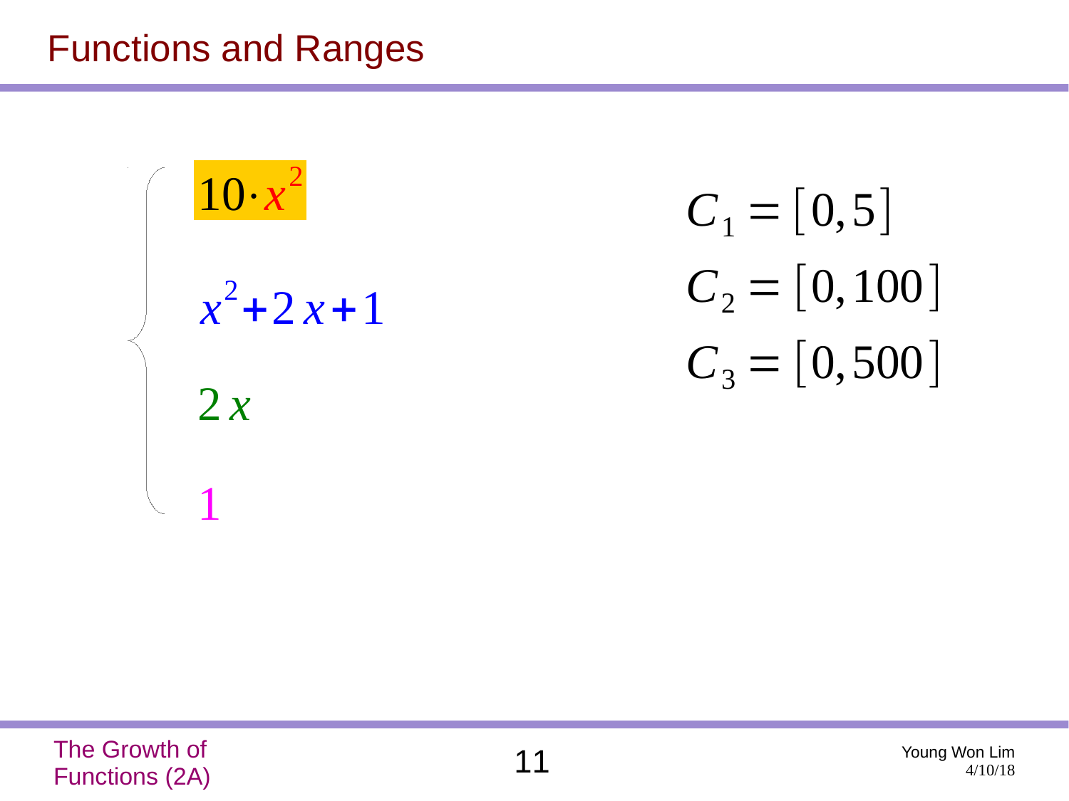# Functions and Ranges

$$\begin{cases} 10 \cdot x^2 \\ x^2 + 2x + 1 \\ 2x \\ 1 \end{cases}$$

$$C_1 = [0, 5]$$

$$C_2 = [0, 100]$$

$$C_3 = [0, 500]$$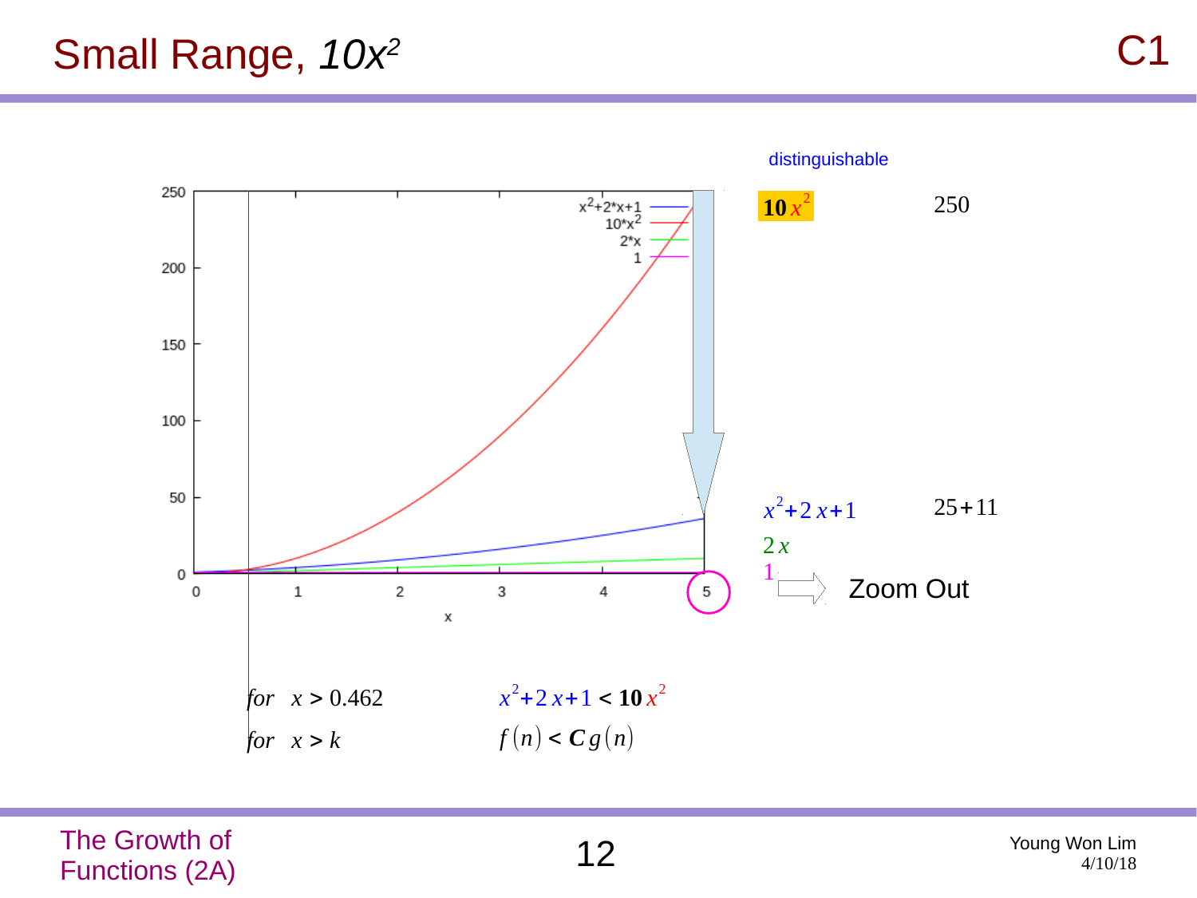# Small Range, $10x^2$

C1

distinguishable

$10x^2$ 250

$x^2+2x+1$ $25+11$

$2x$

$1$

Zoom Out

*for* $x > 0.462$ $x^2+2x+1 < 10x^2$

*for* $x > k$ $f(n) < C\,g(n)$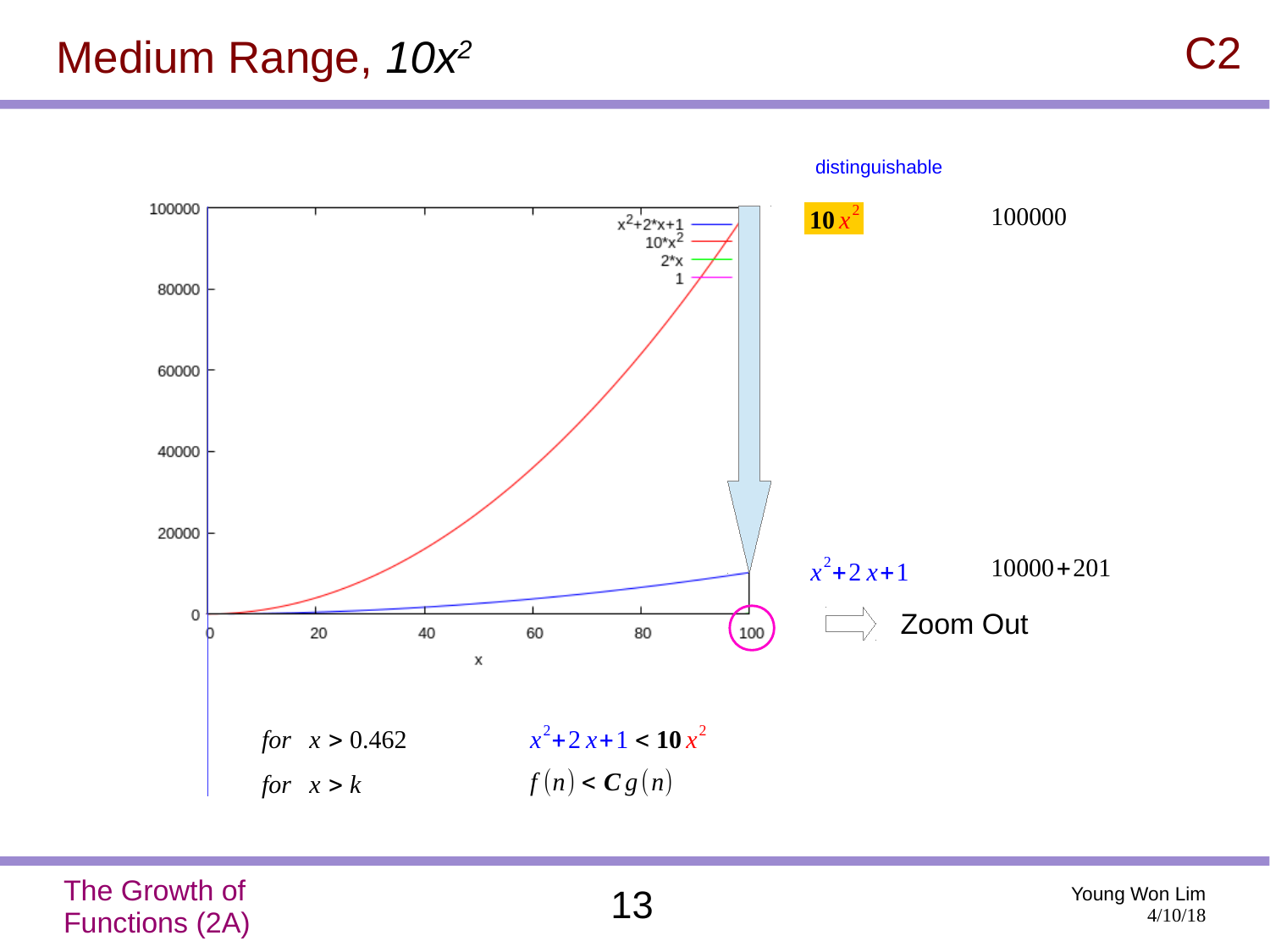# Medium Range, $10x^2$

distinguishable

$10x^2$ 100000

$x^2+2x+1$ 10000+201

Zoom Out

for $x > 0.462$ $x^2+2x+1 < 10x^2$

for $x > k$ $f(n) < C g(n)$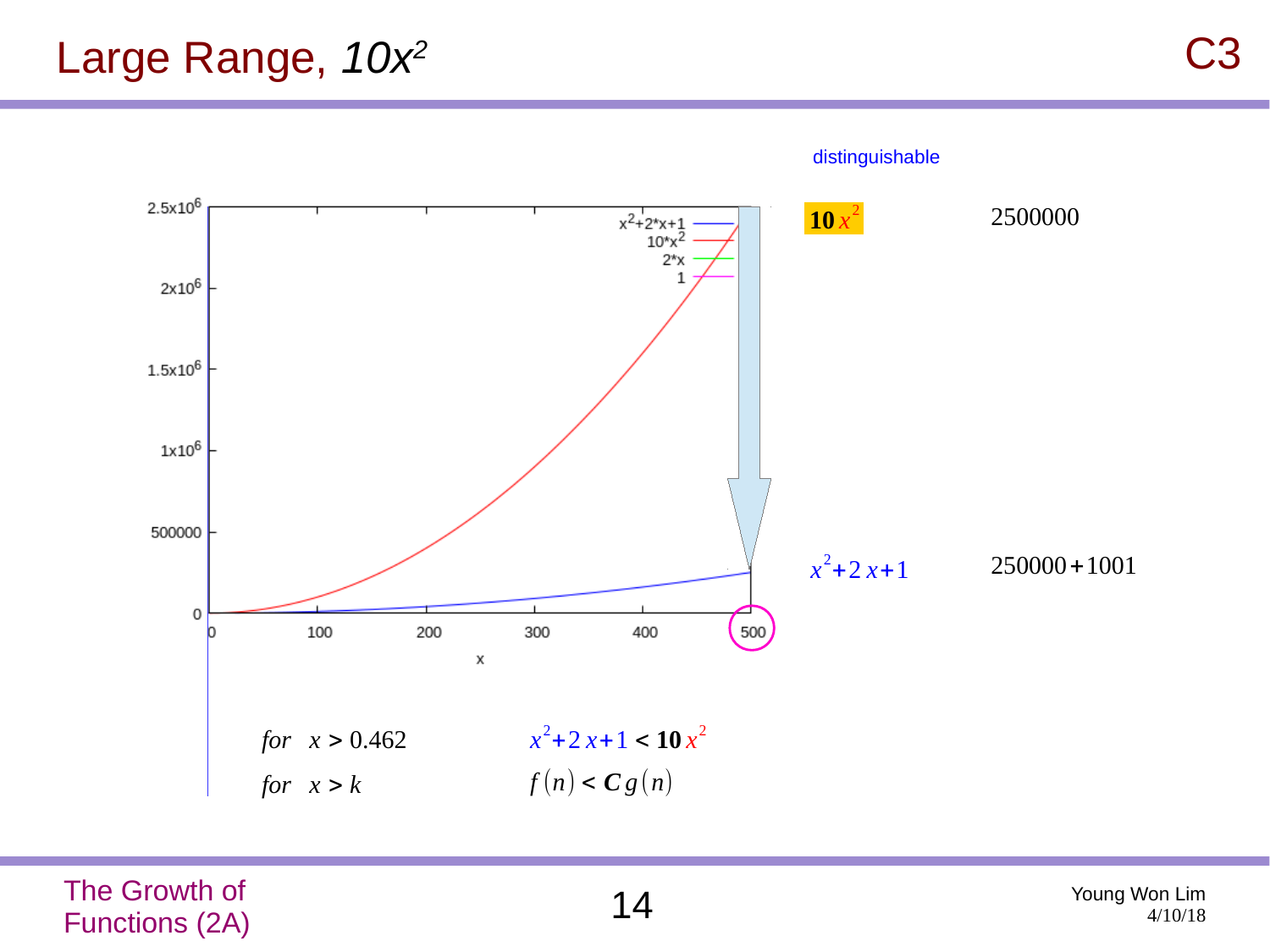# Large Range, $10x^2$

distinguishable

$10x^2$ 2500000

$x^2+2x+1$ 250000+1001

for $x > 0.462$ $x^2+2x+1 < 10x^2$

for $x > k$ $f(n) < C g(n)$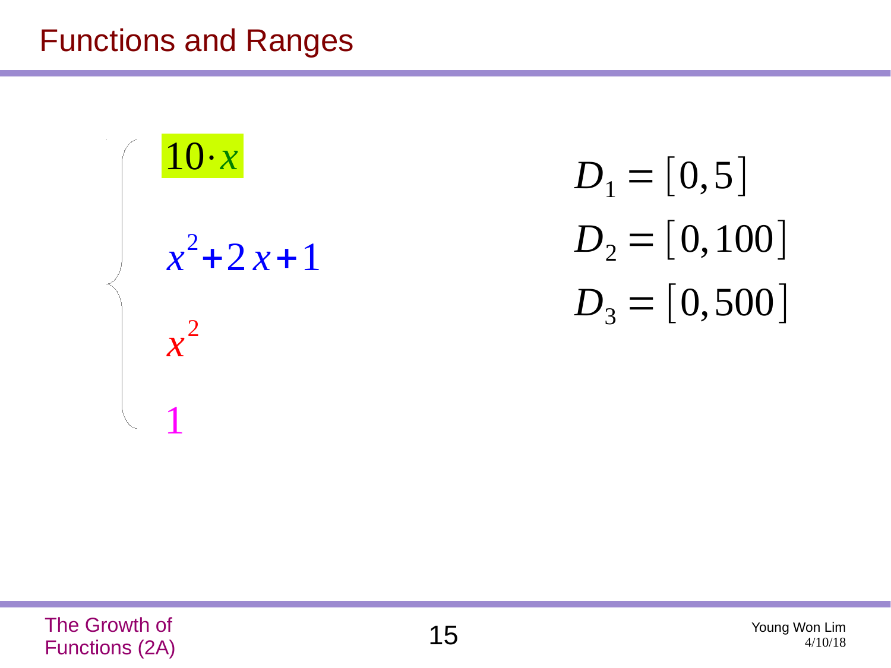# Functions and Ranges

$$
\begin{cases}
10 \cdot x \\
x^2 + 2x + 1 \\
x^2 \\
1
\end{cases}
$$

$$D_1 = [0, 5]$$

$$D_2 = [0, 100]$$

$$D_3 = [0, 500]$$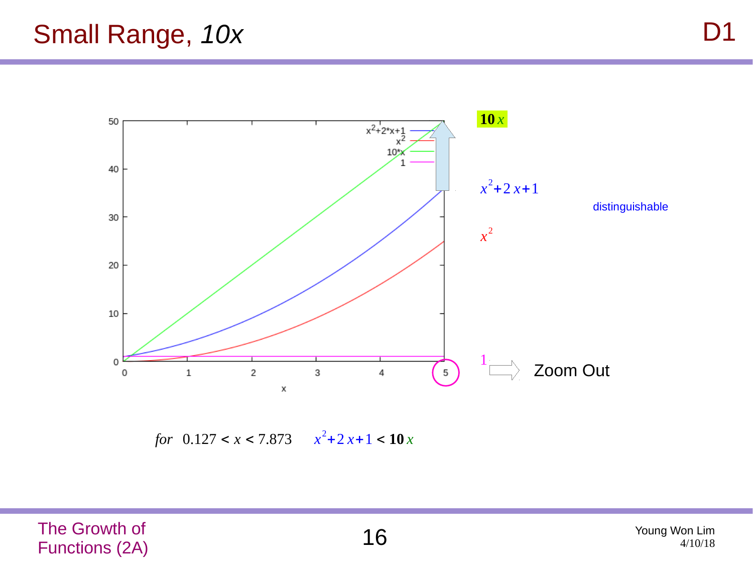# Small Range, *10x*

D1

$\mathbf{10}\,x$

$x^2 + 2x + 1$

distinguishable

$x^2$

$1$

Zoom Out

$$for \quad 0.127 < x < 7.873 \qquad x^2 + 2x + 1 < \mathbf{10}\,x$$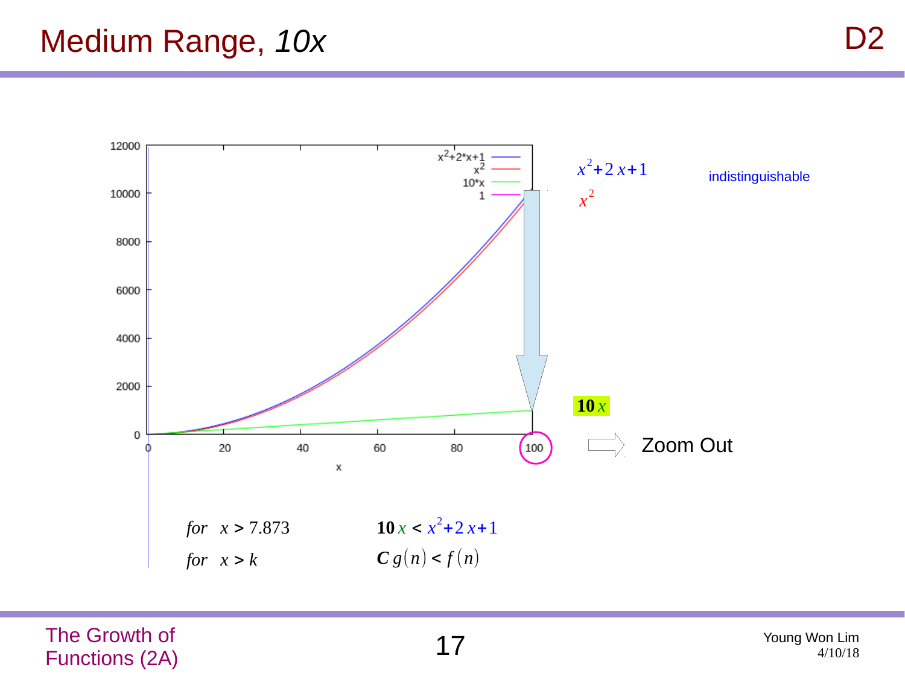# Medium Range, *10x*

$x^2+2x+1$

$x^2$

indistinguishable

$10x$

Zoom Out

for $x > 7.873$ $\quad$ $10x < x^2+2x+1$

for $x > k$ $\quad$ $C\,g(n) < f(n)$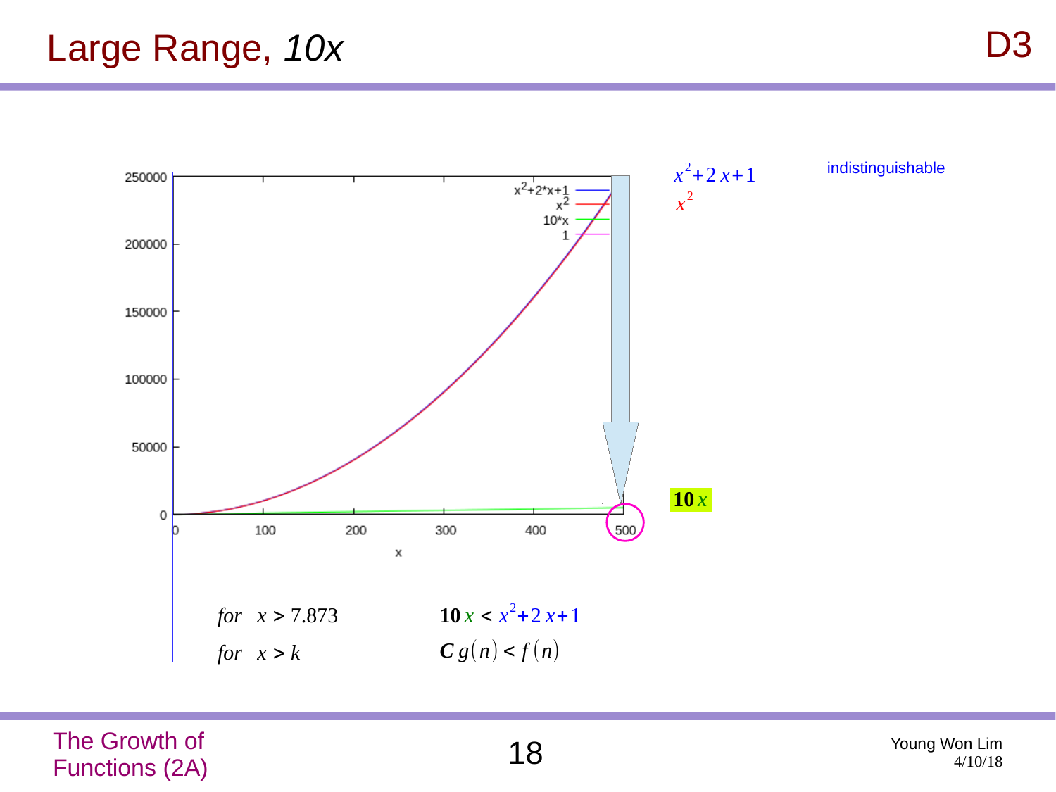# Large Range, *10x*

$x^2 + 2x + 1$

$x^2$

indistinguishable

$\mathbf{10}\,x$

| | |
|---|---|
| *for* $x > 7.873$ | $\mathbf{10}\,x < x^2 + 2x + 1$ |
| *for* $x > k$ | $\boldsymbol{C}\,g(n) < f(n)$ |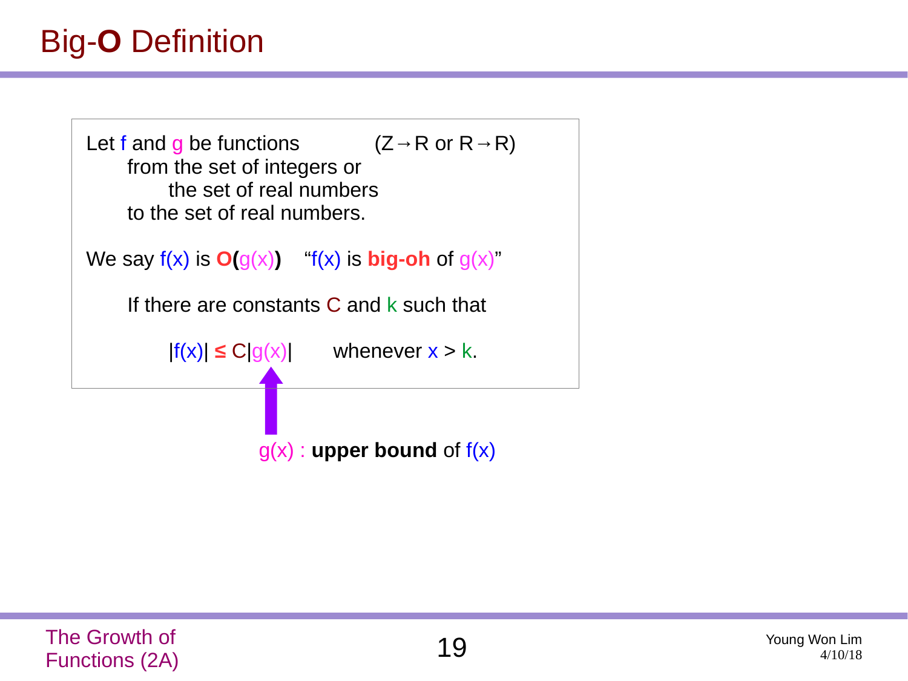# Big-O Definition

Let $f$ and $g$ be functions (Z→R or R→R)
from the set of integers or
the set of real numbers
to the set of real numbers.

We say $f(x)$ is **O(**$g(x)$**)** "$f(x)$ is **big-oh** of $g(x)$"

If there are constants $C$ and $k$ such that

$$|f(x)| \le C|g(x)| \quad \text{whenever } x > k.$$

$g(x)$ : **upper bound** of $f(x)$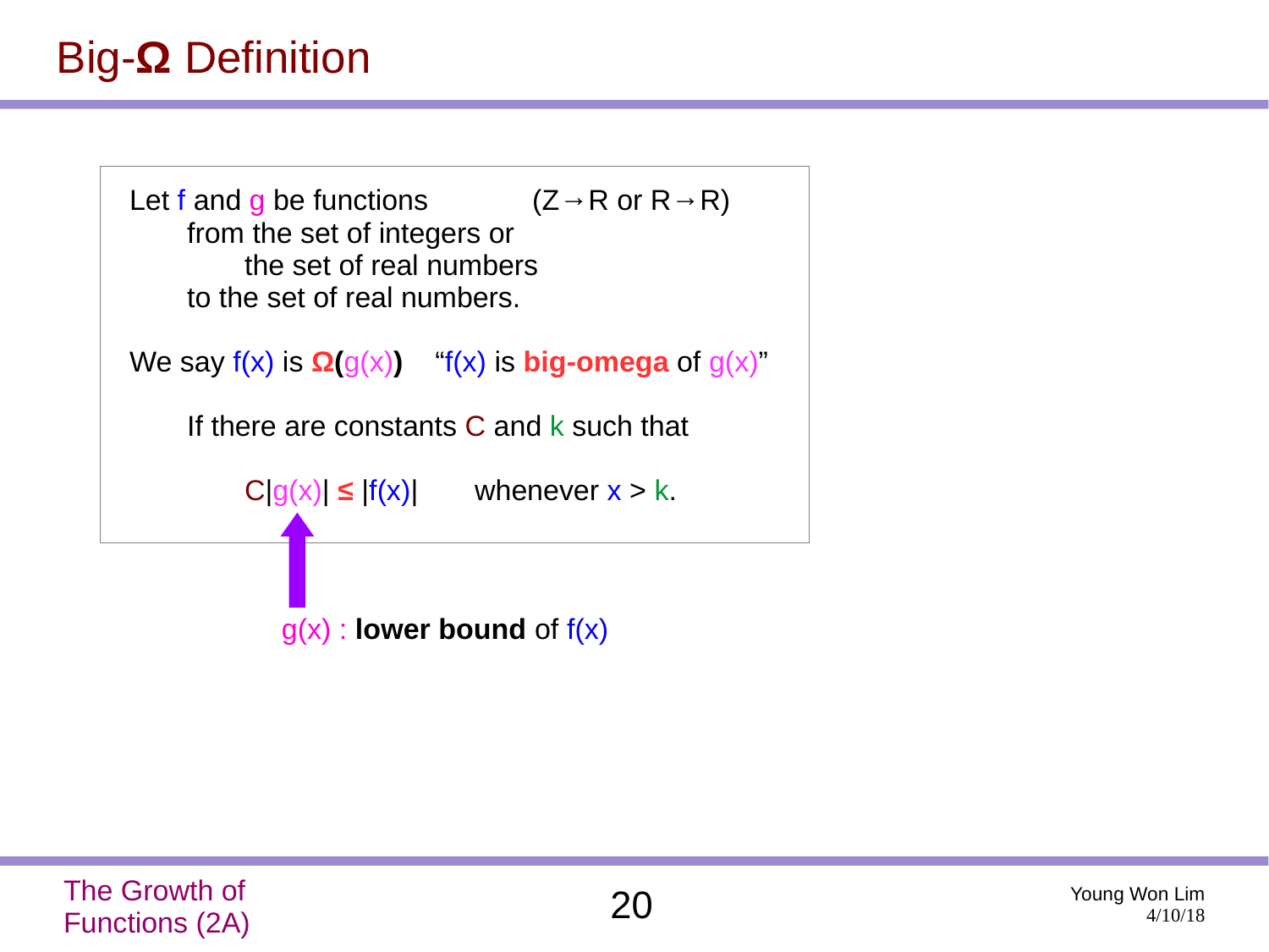# Big-Ω Definition

Let f and g be functions (Z→R or R→R)
from the set of integers or
the set of real numbers
to the set of real numbers.

We say f(x) is **Ω(**g(x)**)** "f(x) is **big-omega** of g(x)"

If there are constants C and k such that

$C|g(x)| \leq |f(x)|$ whenever $x > k$.

g(x) : **lower bound** of f(x)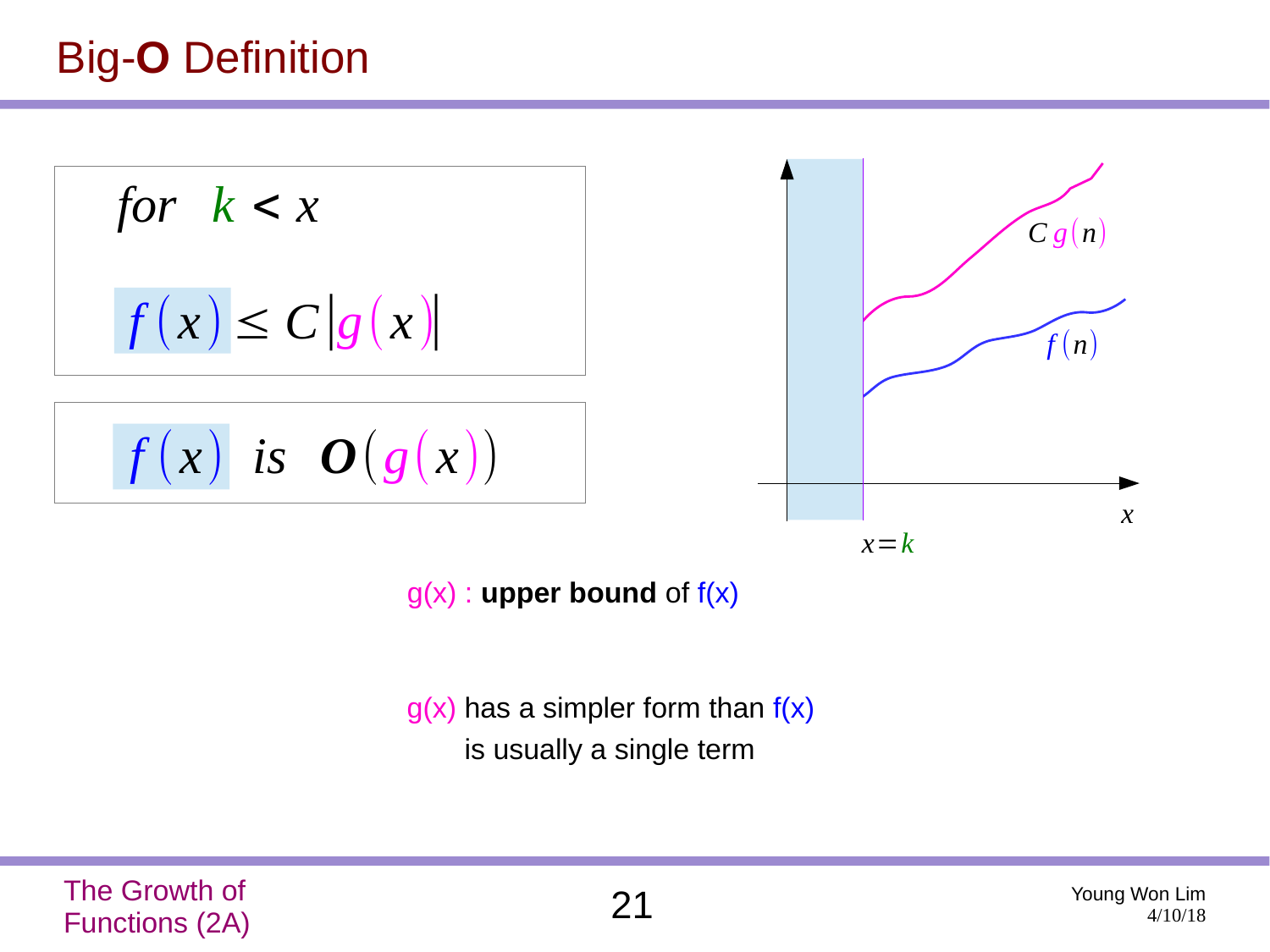# Big-O Definition

$$\text{for} \quad k < x$$

$$f(x) \leq C|g(x)|$$

$$f(x) \;\; \text{is} \;\; \boldsymbol{O}(g(x))$$

$C\,g(n)$

$f(n)$

$x$

$x = k$

$g(x)$ : **upper bound** of $f(x)$

$g(x)$ has a simpler form than $f(x)$
is usually a single term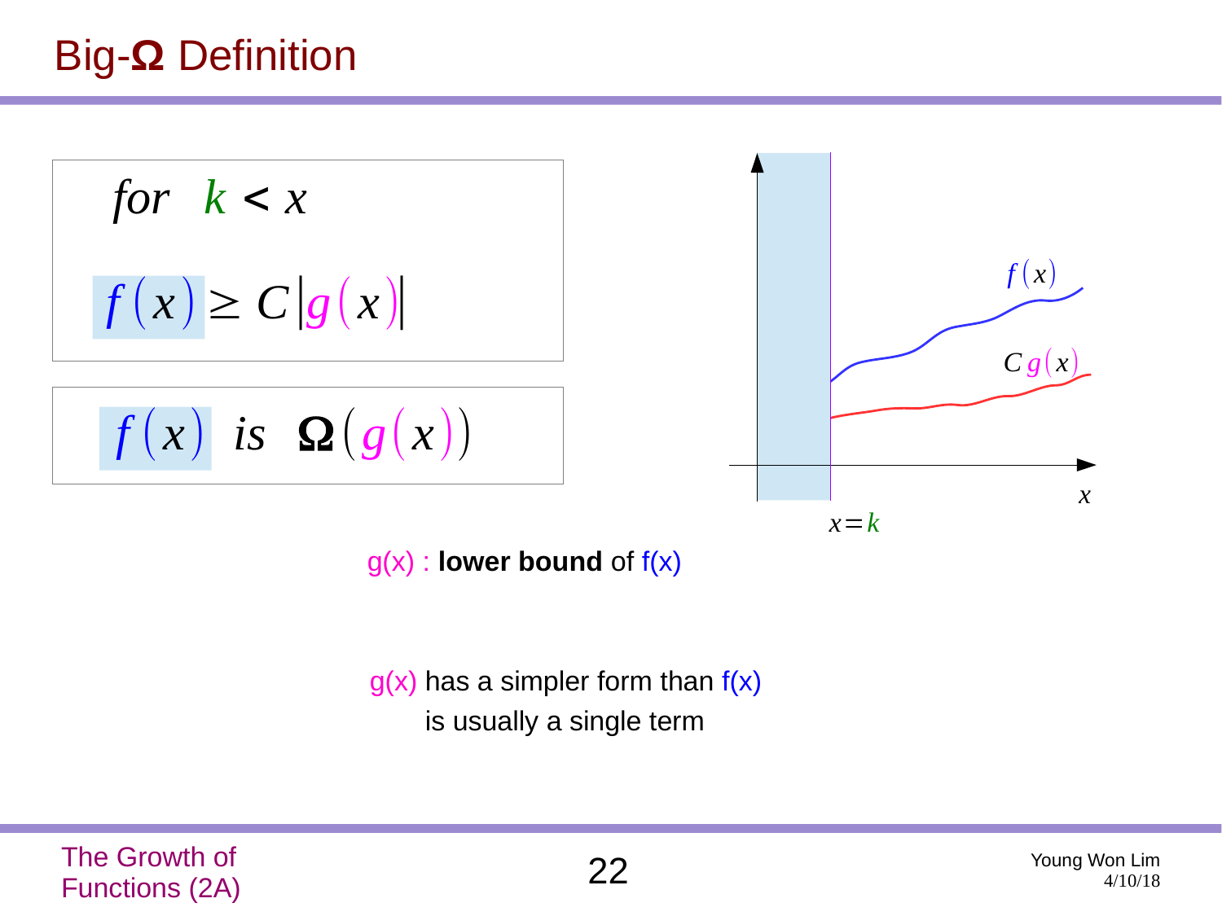# Big-Ω Definition

$$\text{for} \quad k < x$$

$$f(x) \geq C|g(x)|$$

$$f(x) \;\; is \;\; \Omega(g(x))$$

g(x) : **lower bound** of f(x)

g(x) has a simpler form than f(x)
is usually a single term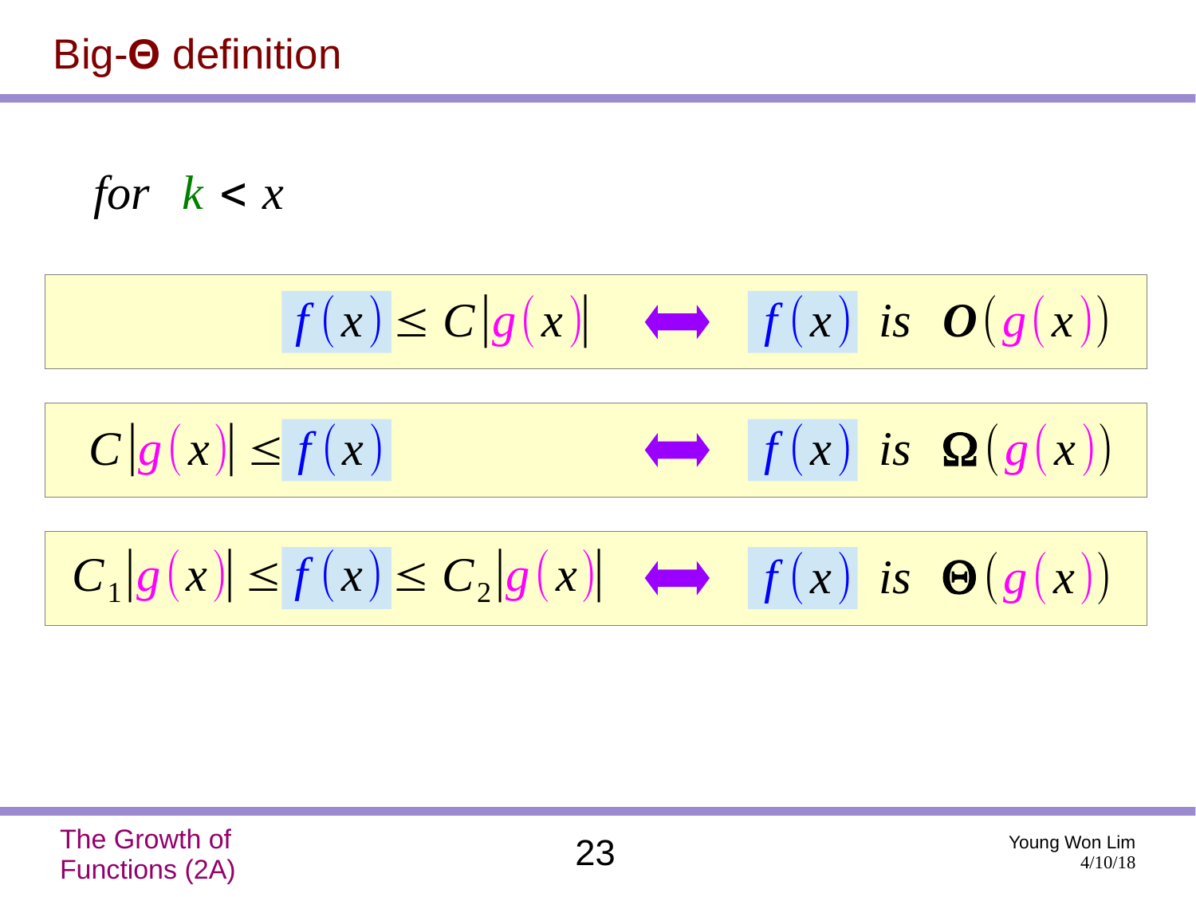# Big-Θ definition

$$for \quad k < x$$

$$f(x) \le C|g(x)| \quad \Longleftrightarrow \quad f(x) \text{ is } O(g(x))$$

$$C|g(x)| \le f(x) \quad \Longleftrightarrow \quad f(x) \text{ is } \Omega(g(x))$$

$$C_1|g(x)| \le f(x) \le C_2|g(x)| \quad \Longleftrightarrow \quad f(x) \text{ is } \Theta(g(x))$$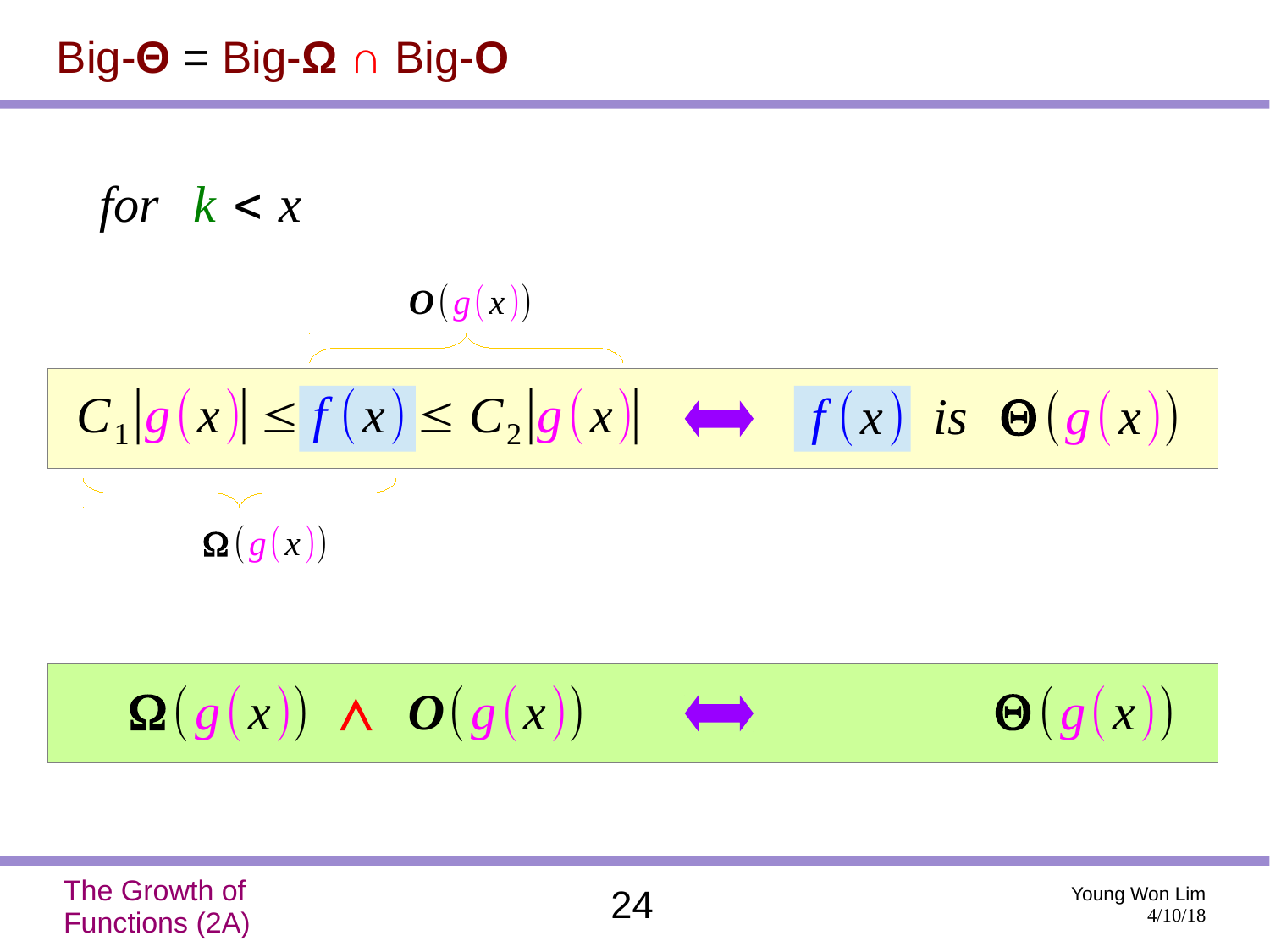# Big-Θ = Big-Ω ∩ Big-O

$$\text{for} \quad k < x$$

$$\underbrace{C_1|g(x)| \le f(x)}_{\Omega(g(x))} \overbrace{\le C_2|g(x)|}^{O(g(x))} \quad \Longleftrightarrow \quad f(x) \text{ is } \Theta(g(x))$$

$$\Omega(g(x)) \wedge O(g(x)) \quad \Longleftrightarrow \quad \Theta(g(x))$$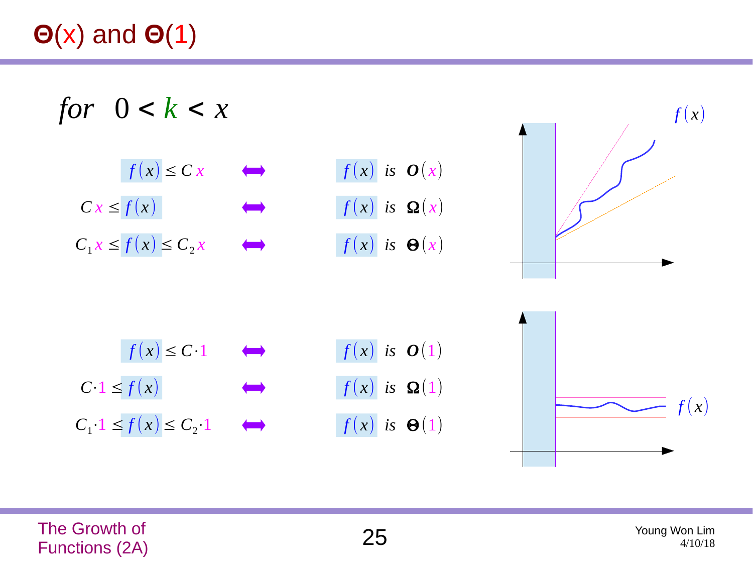# Θ(x) and Θ(1)

$$for \quad 0 < k < x$$

$f(x) \le C\,x \quad \Longleftrightarrow \quad f(x) \text{ is } O(x)$

$C\,x \le f(x) \quad \Longleftrightarrow \quad f(x) \text{ is } \Omega(x)$

$C_1 x \le f(x) \le C_2 x \quad \Longleftrightarrow \quad f(x) \text{ is } \Theta(x)$

$f(x) \le C \cdot 1 \quad \Longleftrightarrow \quad f(x) \text{ is } O(1)$

$C \cdot 1 \le f(x) \quad \Longleftrightarrow \quad f(x) \text{ is } \Omega(1)$

$C_1 \cdot 1 \le f(x) \le C_2 \cdot 1 \quad \Longleftrightarrow \quad f(x) \text{ is } \Theta(1)$

$f(x)$

$f(x)$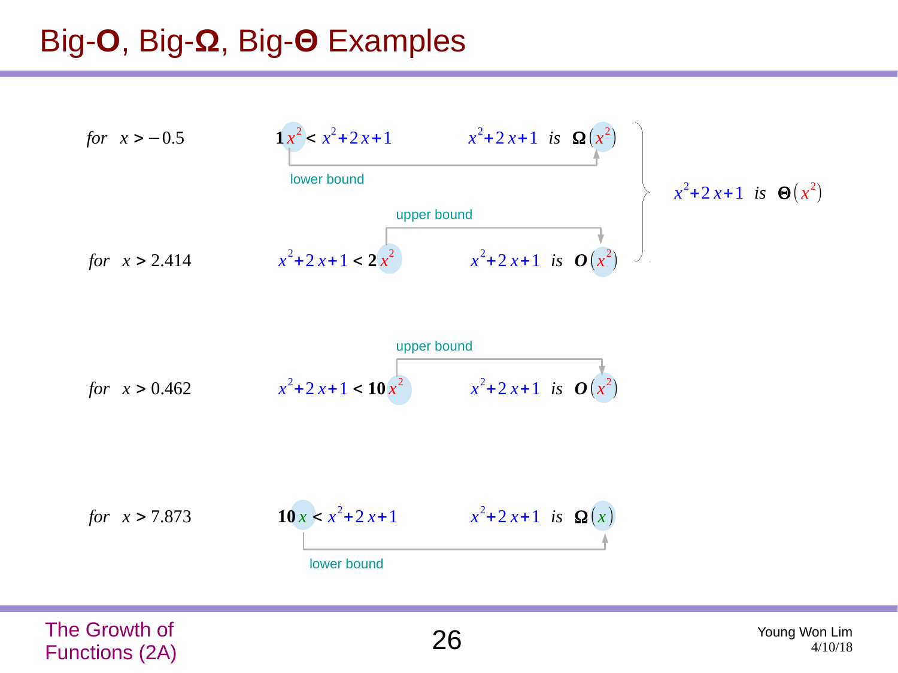# Big-O, Big-Ω, Big-Θ Examples

*for* $x > -0.5$ $\quad 1x^2 < x^2+2x+1 \quad$ $x^2+2x+1$ *is* $\Omega(x^2)$

lower bound

upper bound

*for* $x > 2.414$ $\quad x^2+2x+1 < 2x^2 \quad$ $x^2+2x+1$ *is* $O(x^2)$

$x^2+2x+1$ *is* $\Theta(x^2)$

upper bound

*for* $x > 0.462$ $\quad x^2+2x+1 < 10x^2 \quad$ $x^2+2x+1$ *is* $O(x^2)$

*for* $x > 7.873$ $\quad 10x < x^2+2x+1 \quad$ $x^2+2x+1$ *is* $\Omega(x)$

lower bound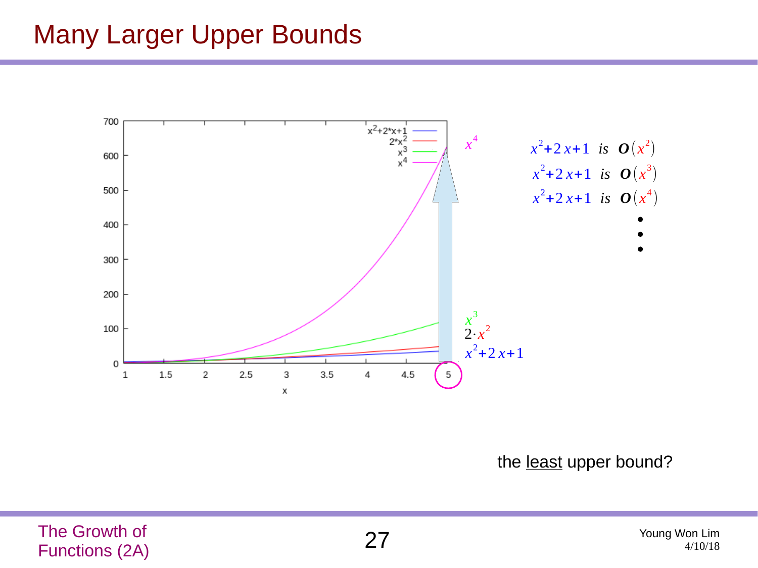# Many Larger Upper Bounds

$x^2 + 2x + 1$ is $O(x^2)$

$x^2 + 2x + 1$ is $O(x^3)$

$x^2 + 2x + 1$ is $O(x^4)$

•
•
•

the <u>least</u> upper bound?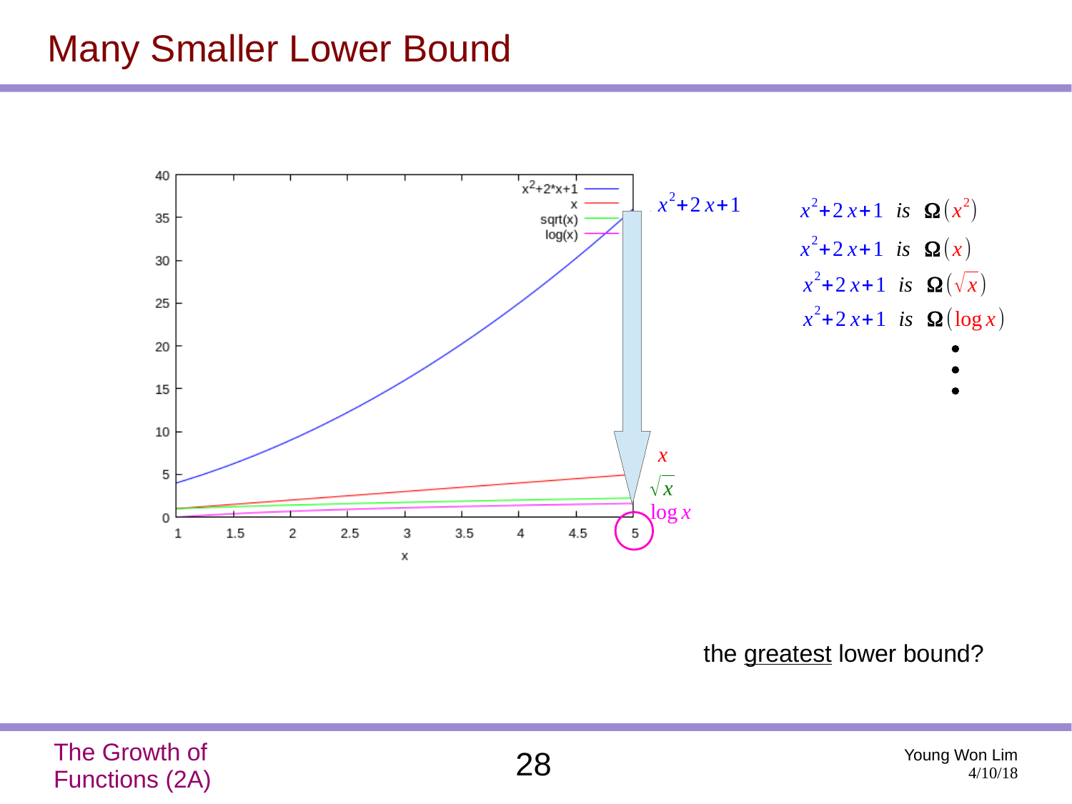# Many Smaller Lower Bound

$x^2+2x+1$ is $\Omega(x^2)$

$x^2+2x+1$ is $\Omega(x)$

$x^2+2x+1$ is $\Omega(\sqrt{x})$

$x^2+2x+1$ is $\Omega(\log x)$

•
•
•

the greatest lower bound?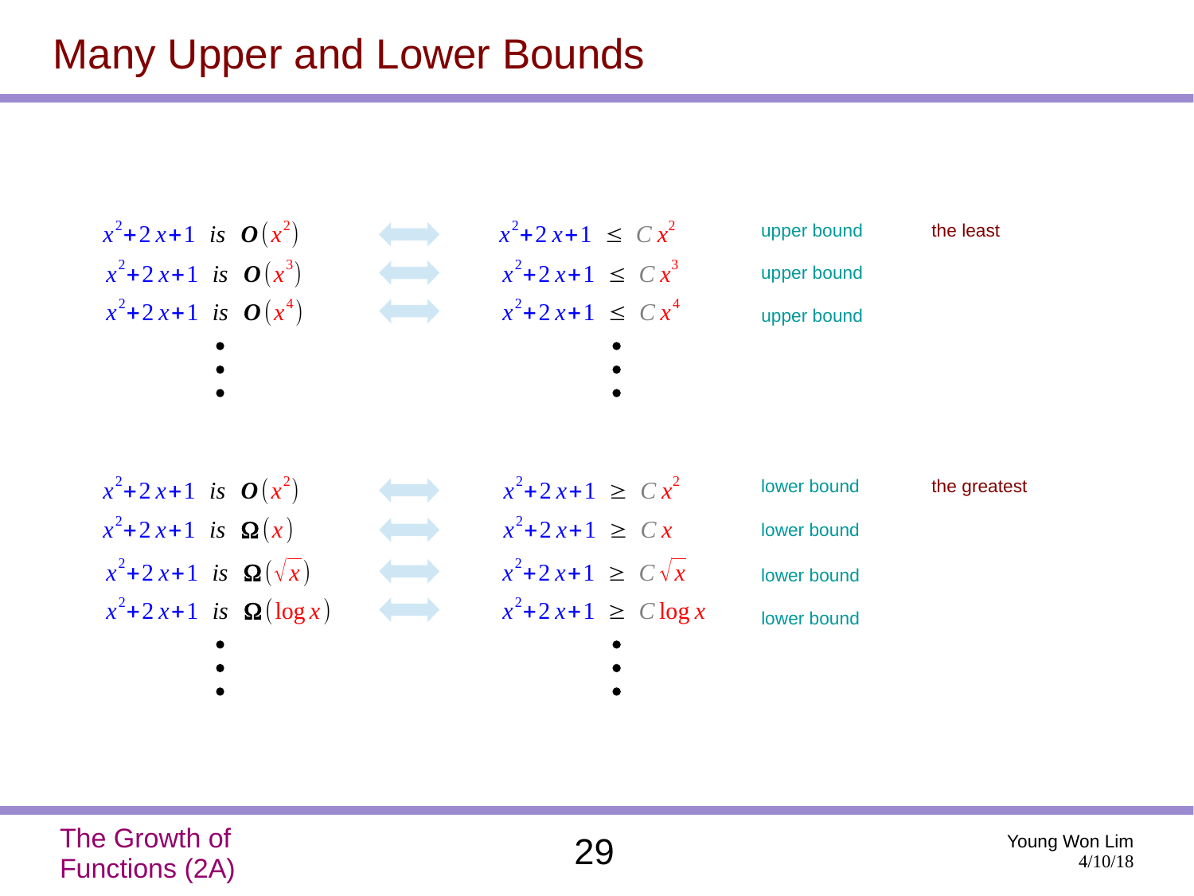# Many Upper and Lower Bounds

| | | | | |
|---|---|---|---|---|
| $x^2+2x+1$ *is* $O(x^2)$ | ⟺ | $x^2+2x+1 \le Cx^2$ | upper bound | the least |
| $x^2+2x+1$ *is* $O(x^3)$ | ⟺ | $x^2+2x+1 \le Cx^3$ | upper bound | |
| $x^2+2x+1$ *is* $O(x^4)$ | ⟺ | $x^2+2x+1 \le Cx^4$ | upper bound | |
| ⋮ | | ⋮ | | |

| | | | | |
|---|---|---|---|---|
| $x^2+2x+1$ *is* $O(x^2)$ | ⟺ | $x^2+2x+1 \ge Cx^2$ | lower bound | the greatest |
| $x^2+2x+1$ *is* $\Omega(x)$ | ⟺ | $x^2+2x+1 \ge Cx$ | lower bound | |
| $x^2+2x+1$ *is* $\Omega(\sqrt{x})$ | ⟺ | $x^2+2x+1 \ge C\sqrt{x}$ | lower bound | |
| $x^2+2x+1$ *is* $\Omega(\log x)$ | ⟺ | $x^2+2x+1 \ge C\log x$ | lower bound | |
| ⋮ | | ⋮ | | |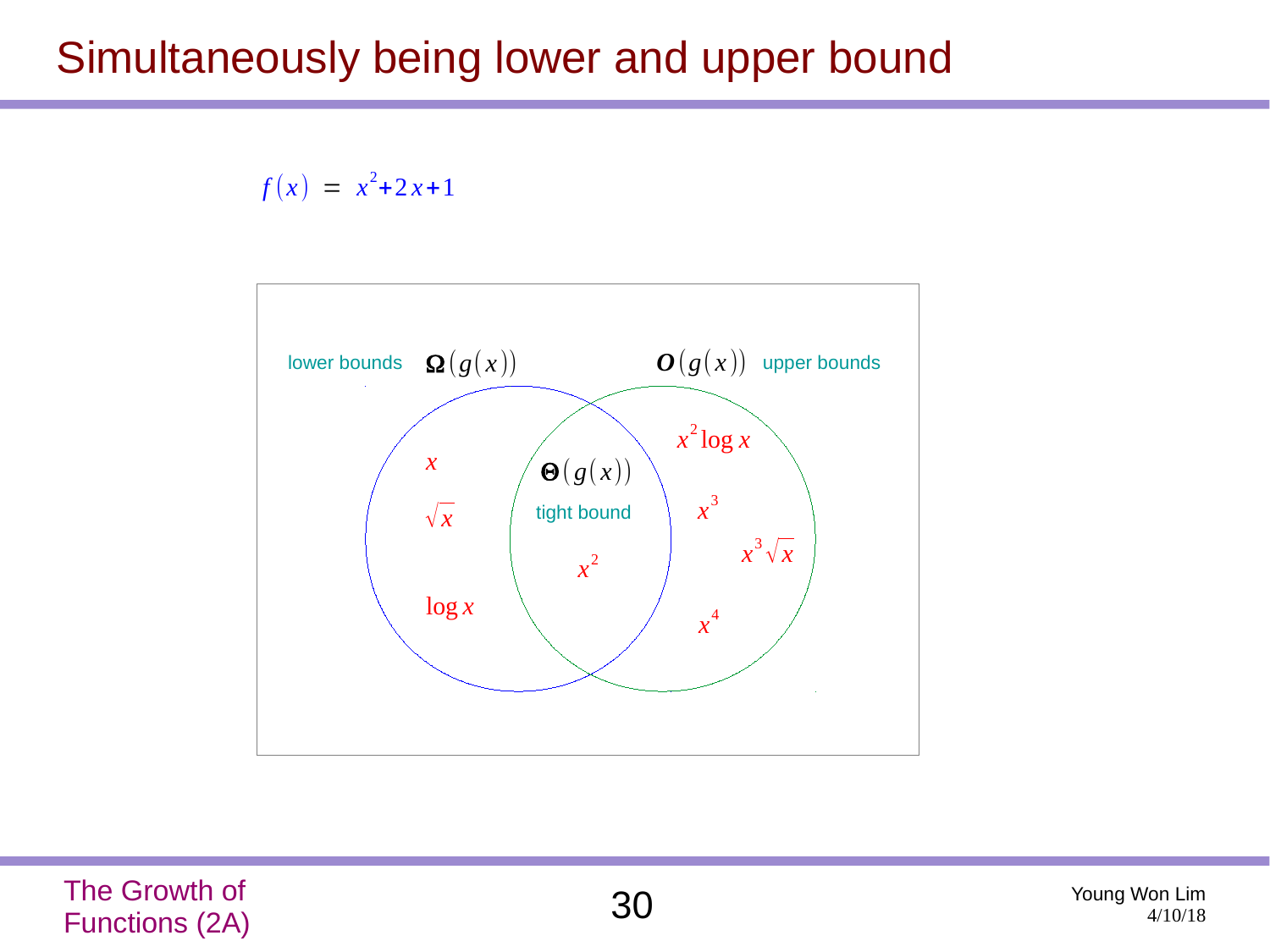# Simultaneously being lower and upper bound

$f(x) = x^2 + 2x + 1$

lower bounds $\boldsymbol{\Omega}(g(x))$

$\boldsymbol{O}(g(x))$ upper bounds

$x$

$\sqrt{x}$

$\log x$

$\boldsymbol{\Theta}(g(x))$

tight bound

$x^2$

$x^2 \log x$

$x^3$

$x^3 \sqrt{x}$

$x^4$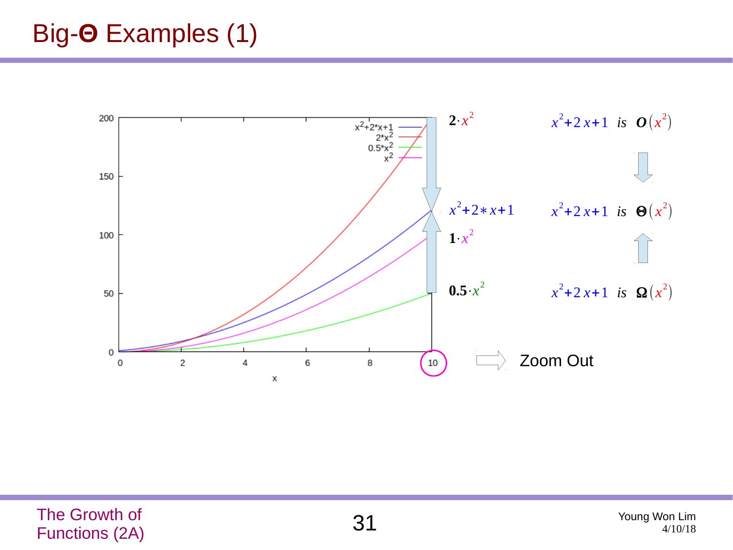# Big-Θ Examples (1)

| | |
|---|---|
| $2 \cdot x^2$ | $x^2+2x+1$ *is* $O(x^2)$ |
| $x^2+2*x+1$ | $x^2+2x+1$ *is* $\Theta(x^2)$ |
| $1 \cdot x^2$ | |
| $0.5 \cdot x^2$ | $x^2+2x+1$ *is* $\Omega(x^2)$ |

Zoom Out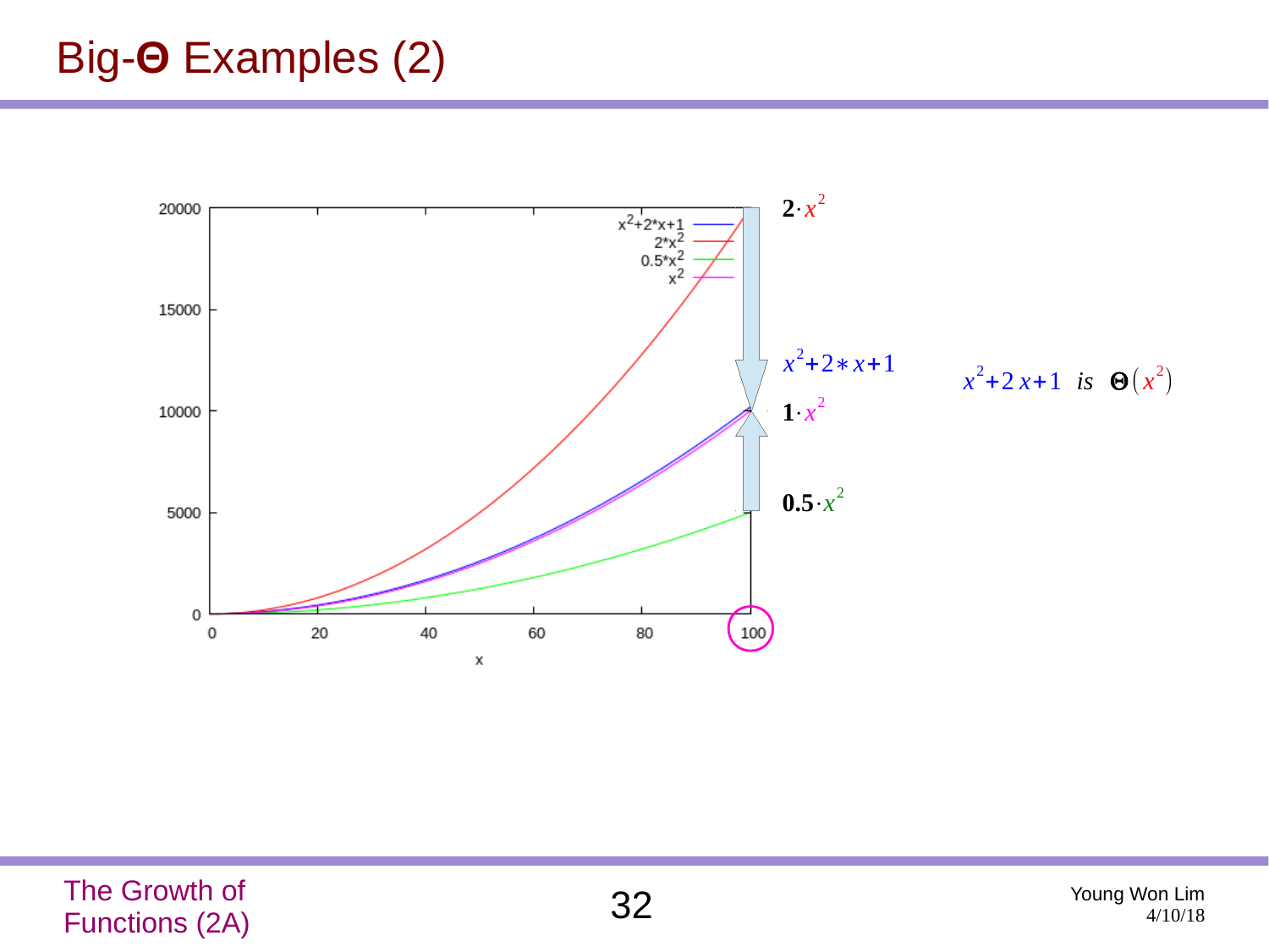# Big-Θ Examples (2)

$2 \cdot x^2$

$x^2 + 2 * x + 1$

$1 \cdot x^2$

$0.5 \cdot x^2$

$x^2 + 2x + 1$ *is* $\Theta(x^2)$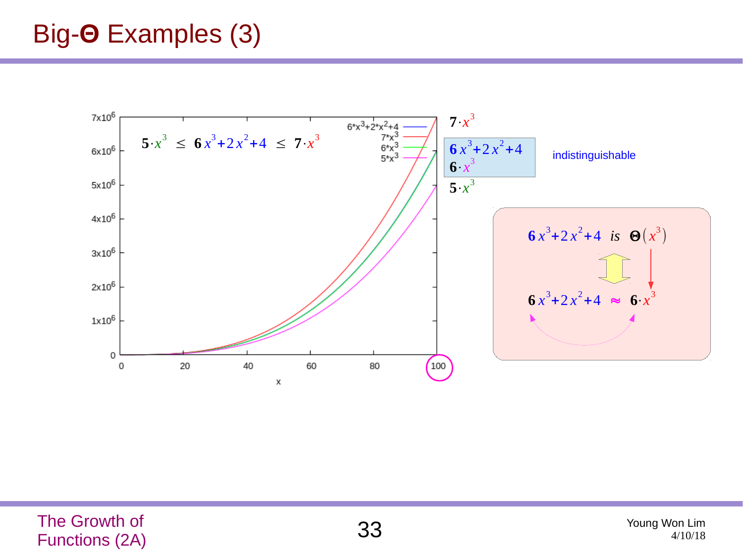# Big-Θ Examples (3)

$$5 \cdot x^3 \;\leq\; 6x^3 + 2x^2 + 4 \;\leq\; 7 \cdot x^3$$

Legend: $6*x^3+2*x^2+4$, $7*x^3$, $6*x^3$, $5*x^3$

y-axis: 0, $1\text{x}10^6$, $2\text{x}10^6$, $3\text{x}10^6$, $4\text{x}10^6$, $5\text{x}10^6$, $6\text{x}10^6$, $7\text{x}10^6$

x-axis: 0, 20, 40, 60, 80, 100 (x)

$7 \cdot x^3$

$6x^3 + 2x^2 + 4$
$6 \cdot x^3$ — indistinguishable

$5 \cdot x^3$

$6x^3 + 2x^2 + 4$ *is* $\Theta(x^3)$

$6x^3 + 2x^2 + 4 \approx 6 \cdot x^3$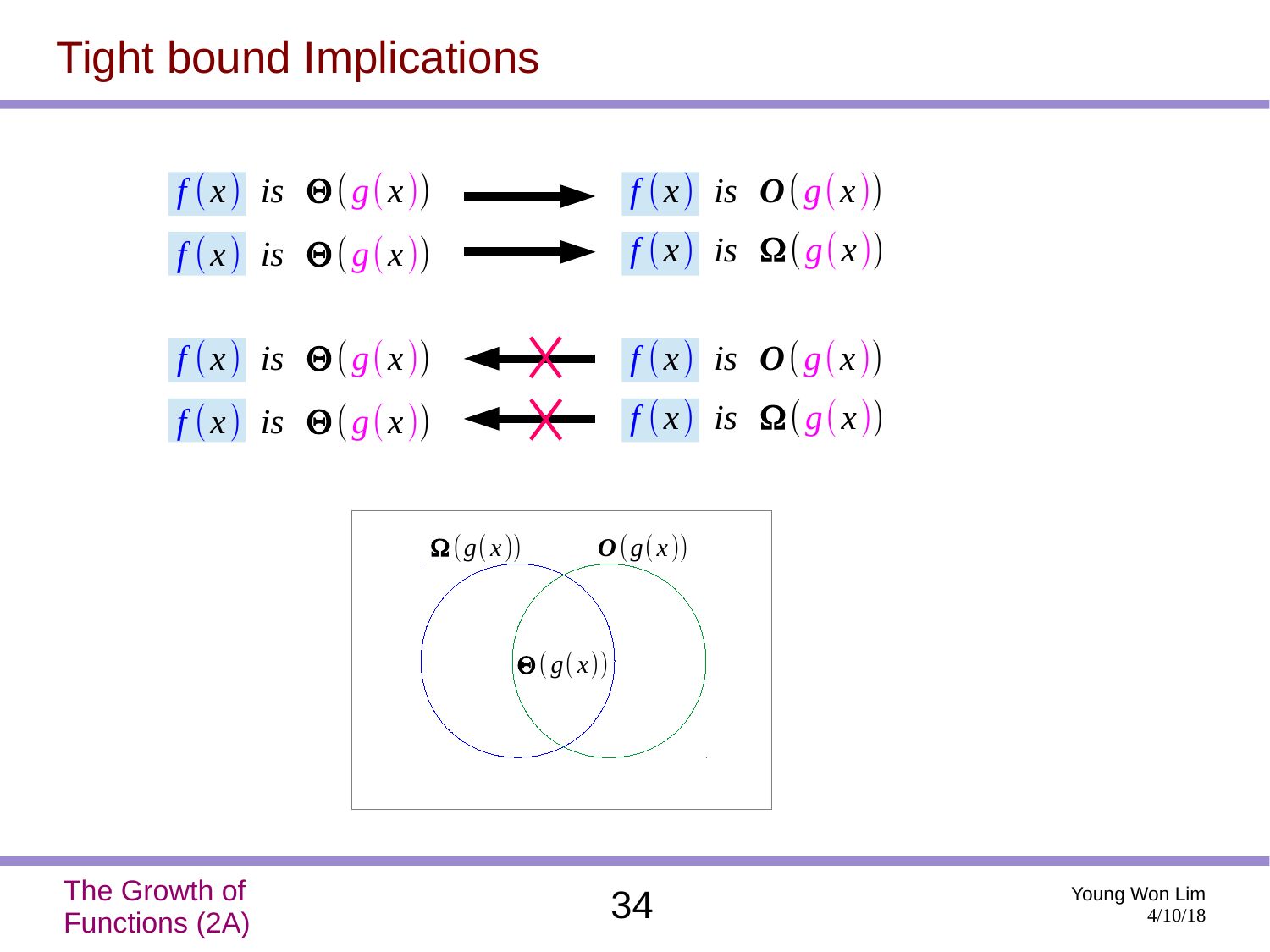# Tight bound Implications

$f(x)$ is $\Theta(g(x))$ $\longrightarrow$ $f(x)$ is $O(g(x))$

$f(x)$ is $\Theta(g(x))$ $\longrightarrow$ $f(x)$ is $\Omega(g(x))$

$f(x)$ is $\Theta(g(x))$ $\not\longleftarrow$ $f(x)$ is $O(g(x))$

$f(x)$ is $\Theta(g(x))$ $\not\longleftarrow$ $f(x)$ is $\Omega(g(x))$

$\Omega(g(x))$ $O(g(x))$

$\Theta(g(x))$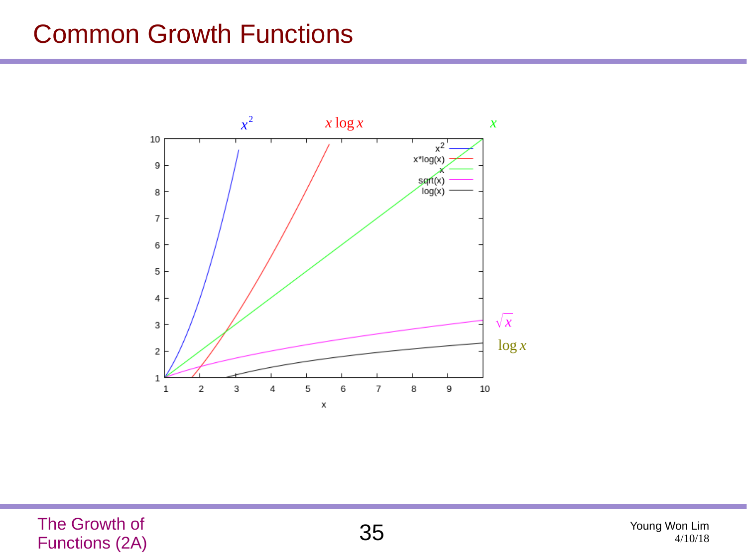# Common Growth Functions

$x^2$ $x \log x$ $x$

$\sqrt{x}$

$\log x$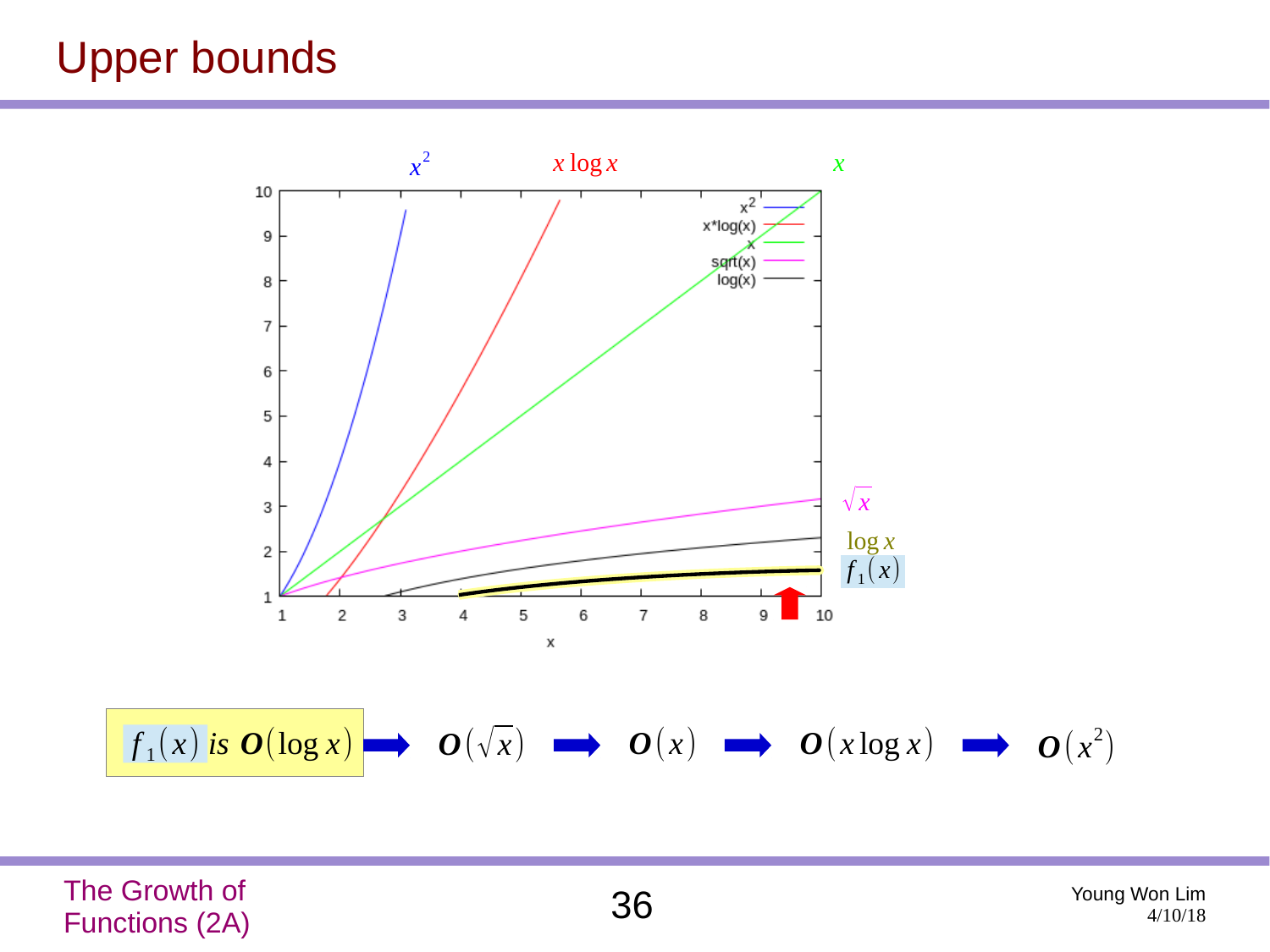# Upper bounds

$x^2$ $\quad x \log x \quad x$

$\sqrt{x}$

$\log x$

$f_1(x)$

$f_1(x)$ *is* $\boldsymbol{O}(\log x)$ ➡ $\boldsymbol{O}(\sqrt{x})$ ➡ $\boldsymbol{O}(x)$ ➡ $\boldsymbol{O}(x \log x)$ ➡ $\boldsymbol{O}(x^2)$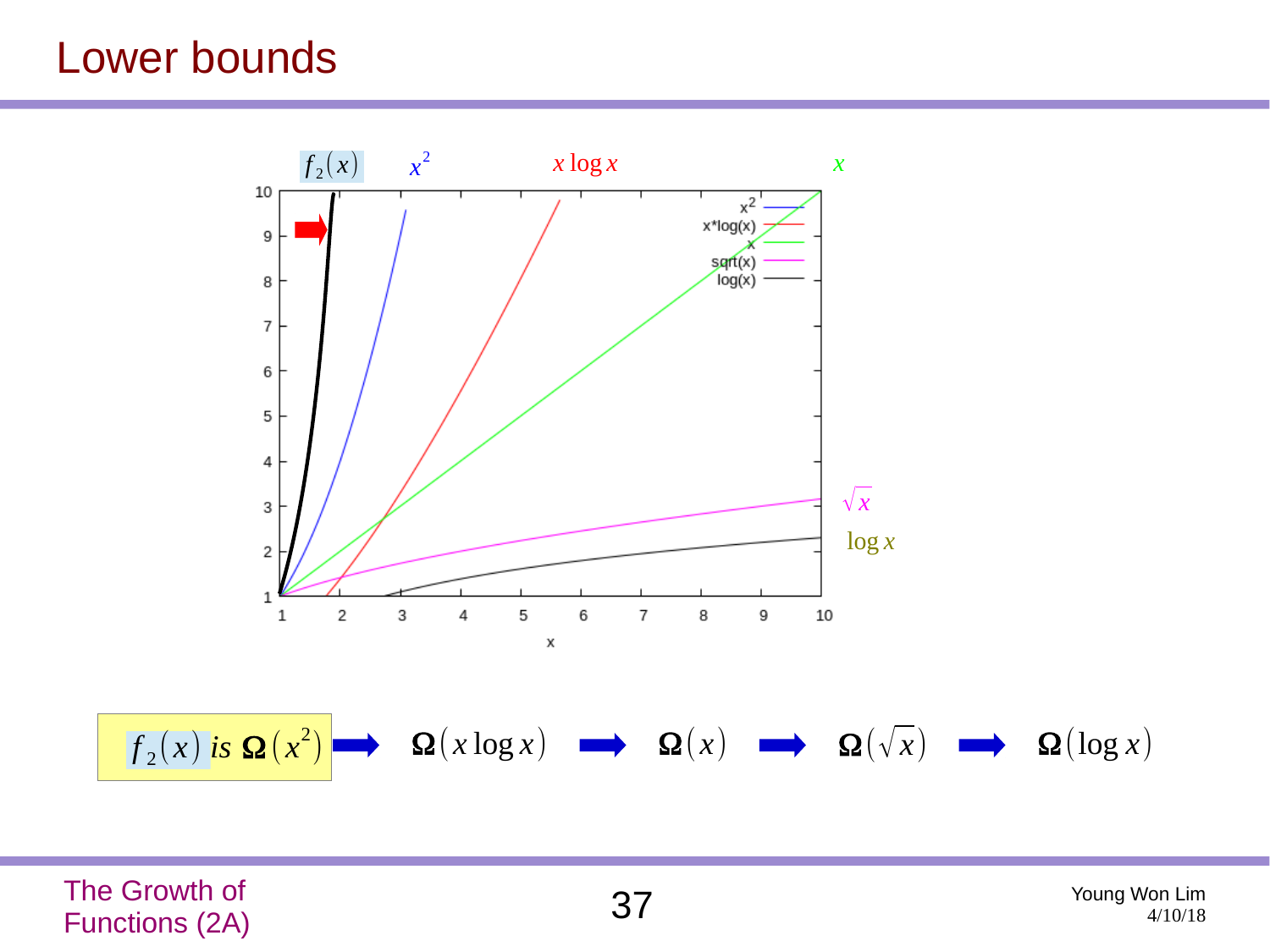# Lower bounds

$f_2(x)$ $x^2$ $x \log x$ $x$

$\sqrt{x}$

$\log x$

$f_2(x)$ *is* $\mathbf{\Omega}(x^2)$ ➡ $\mathbf{\Omega}(x \log x)$ ➡ $\mathbf{\Omega}(x)$ ➡ $\mathbf{\Omega}(\sqrt{x})$ ➡ $\mathbf{\Omega}(\log x)$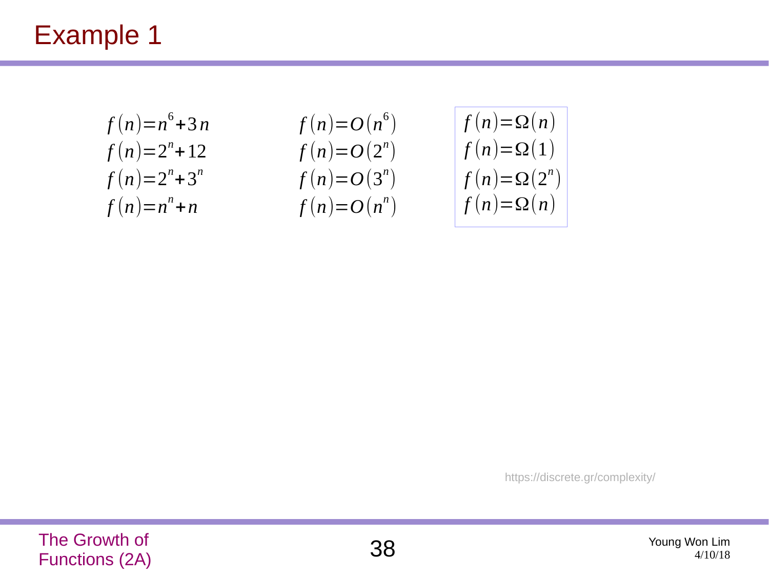# Example 1

| | | |
|---|---|---|
| $f(n) = n^6 + 3n$ | $f(n) = O(n^6)$ | $f(n) = \Omega(n)$ |
| $f(n) = 2^n + 12$ | $f(n) = O(2^n)$ | $f(n) = \Omega(1)$ |
| $f(n) = 2^n + 3^n$ | $f(n) = O(3^n)$ | $f(n) = \Omega(2^n)$ |
| $f(n) = n^n + n$ | $f(n) = O(n^n)$ | $f(n) = \Omega(n)$ |

https://discrete.gr/complexity/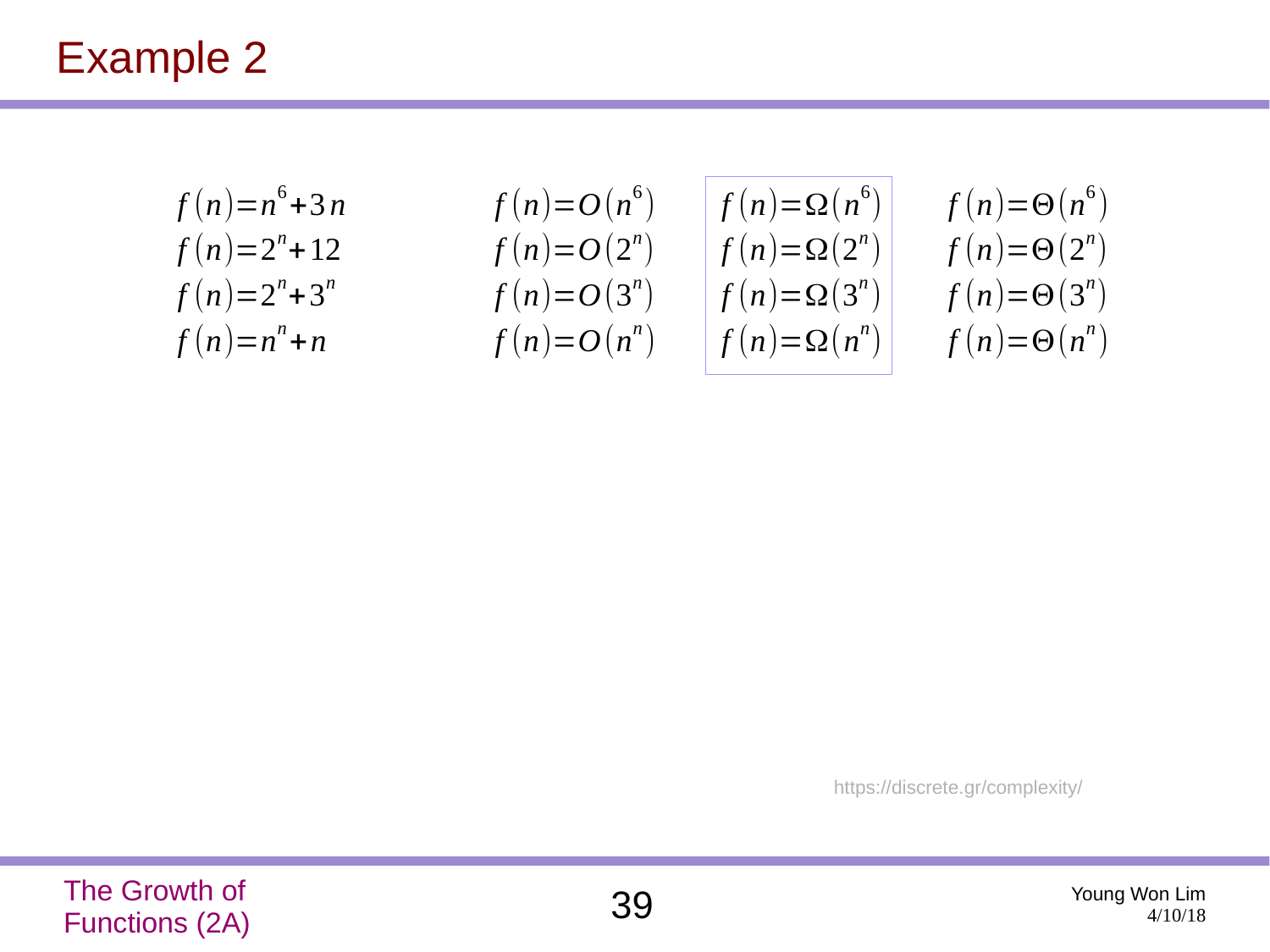# Example 2

| | | | |
|---|---|---|---|
| $f(n) = n^6 + 3n$ | $f(n) = O(n^6)$ | $f(n) = \Omega(n^6)$ | $f(n) = \Theta(n^6)$ |
| $f(n) = 2^n + 12$ | $f(n) = O(2^n)$ | $f(n) = \Omega(2^n)$ | $f(n) = \Theta(2^n)$ |
| $f(n) = 2^n + 3^n$ | $f(n) = O(3^n)$ | $f(n) = \Omega(3^n)$ | $f(n) = \Theta(3^n)$ |
| $f(n) = n^n + n$ | $f(n) = O(n^n)$ | $f(n) = \Omega(n^n)$ | $f(n) = \Theta(n^n)$ |

https://discrete.gr/complexity/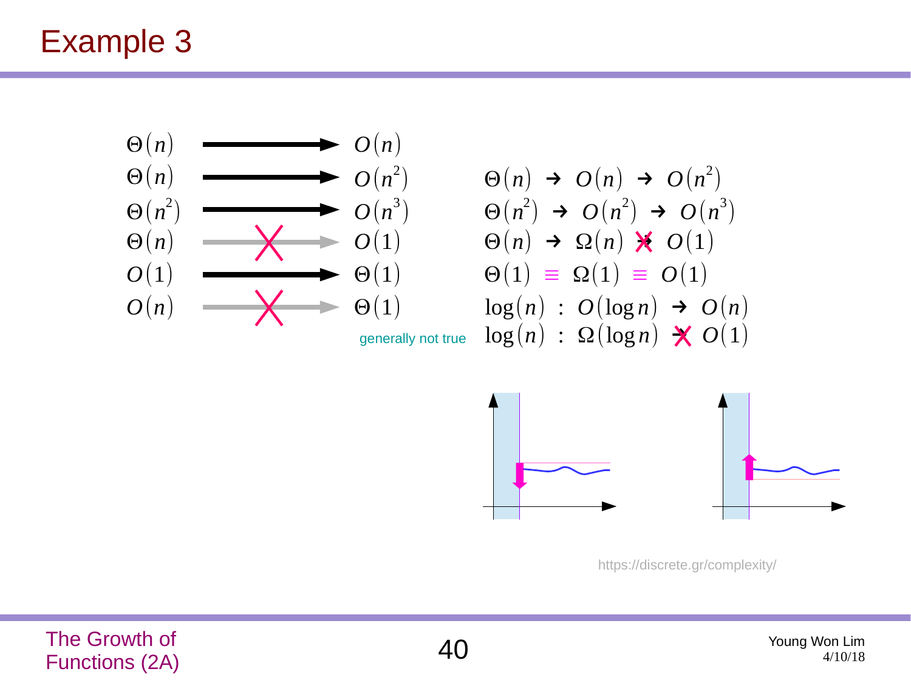# Example 3

$\Theta(n) \longrightarrow O(n)$

$\Theta(n) \longrightarrow O(n^2)$

$\Theta(n^2) \longrightarrow O(n^3)$

$\Theta(n) \not\longrightarrow O(1)$

$O(1) \longrightarrow \Theta(1)$

$O(n) \not\longrightarrow \Theta(1)$

generally not true

$\Theta(n) \rightarrow O(n) \rightarrow O(n^2)$

$\Theta(n^2) \rightarrow O(n^2) \rightarrow O(n^3)$

$\Theta(n) \rightarrow \Omega(n) \not\rightarrow O(1)$

$\Theta(1) \equiv \Omega(1) \equiv O(1)$

$\log(n) \;:\; O(\log n) \rightarrow O(n)$

$\log(n) \;:\; \Omega(\log n) \not\rightarrow O(1)$

https://discrete.gr/complexity/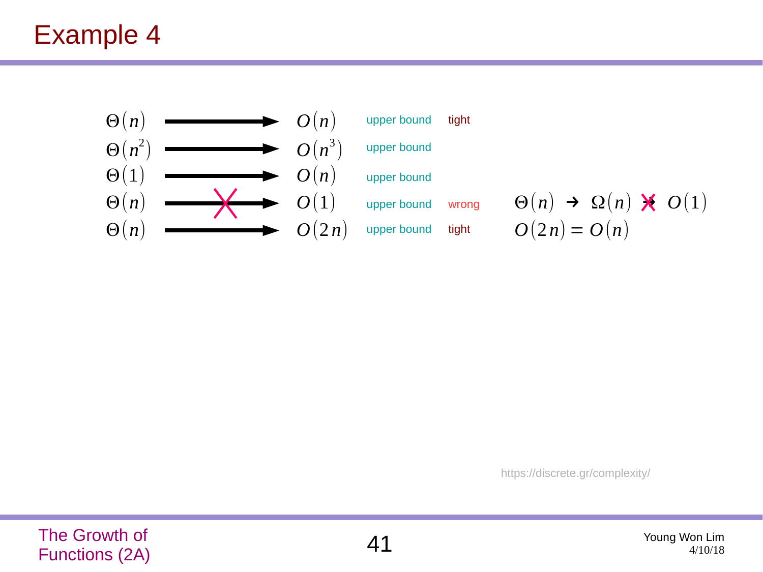# Example 4

| | | | | |
|---|---|---|---|---|
| $\Theta(n) \longrightarrow O(n)$ | upper bound | tight | |
| $\Theta(n^2) \longrightarrow O(n^3)$ | upper bound | | |
| $\Theta(1) \longrightarrow O(n)$ | upper bound | | |
| $\Theta(n) \not\longrightarrow O(1)$ | upper bound | wrong | $\Theta(n) \rightarrow \Omega(n) \not\rightarrow O(1)$ |
| $\Theta(n) \longrightarrow O(2n)$ | upper bound | tight | $O(2n) = O(n)$ |

https://discrete.gr/complexity/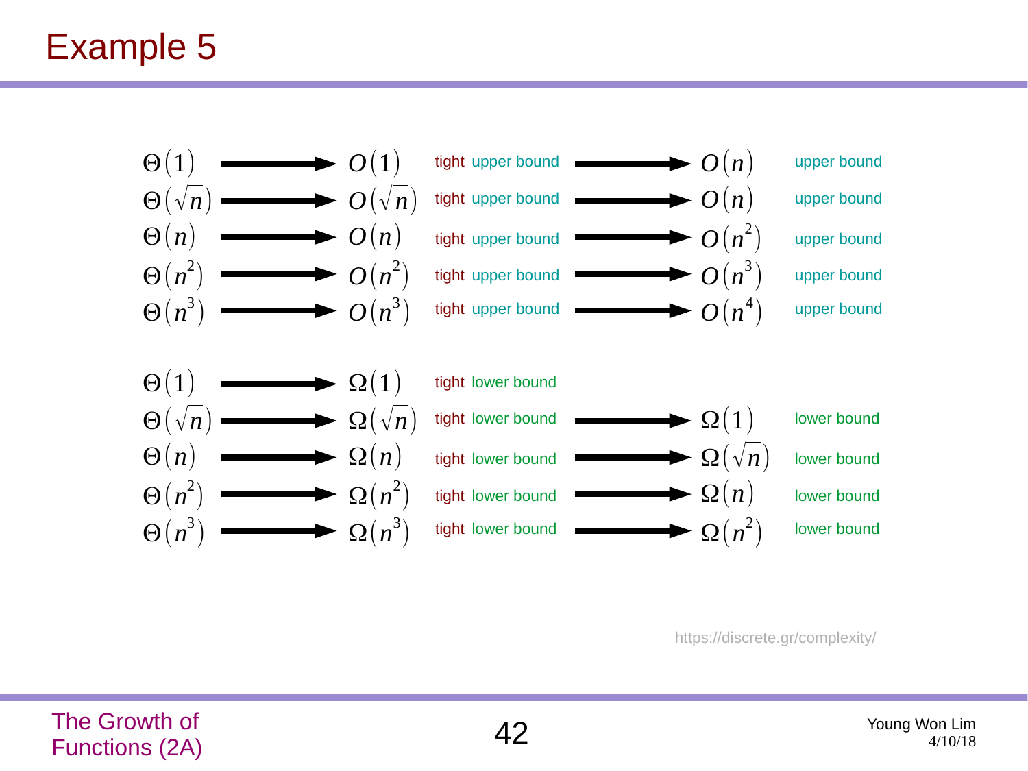# Example 5

| | | | | |
|---|---|---|---|---|
| $\Theta(1)$ → | $O(1)$ | tight upper bound | → $O(n)$ | upper bound |
| $\Theta(\sqrt{n})$ → | $O(\sqrt{n})$ | tight upper bound | → $O(n)$ | upper bound |
| $\Theta(n)$ → | $O(n)$ | tight upper bound | → $O(n^2)$ | upper bound |
| $\Theta(n^2)$ → | $O(n^2)$ | tight upper bound | → $O(n^3)$ | upper bound |
| $\Theta(n^3)$ → | $O(n^3)$ | tight upper bound | → $O(n^4)$ | upper bound |

| | | | | |
|---|---|---|---|---|
| $\Theta(1)$ → | $\Omega(1)$ | tight lower bound | | |
| $\Theta(\sqrt{n})$ → | $\Omega(\sqrt{n})$ | tight lower bound | → $\Omega(1)$ | lower bound |
| $\Theta(n)$ → | $\Omega(n)$ | tight lower bound | → $\Omega(\sqrt{n})$ | lower bound |
| $\Theta(n^2)$ → | $\Omega(n^2)$ | tight lower bound | → $\Omega(n)$ | lower bound |
| $\Theta(n^3)$ → | $\Omega(n^3)$ | tight lower bound | → $\Omega(n^2)$ | lower bound |

https://discrete.gr/complexity/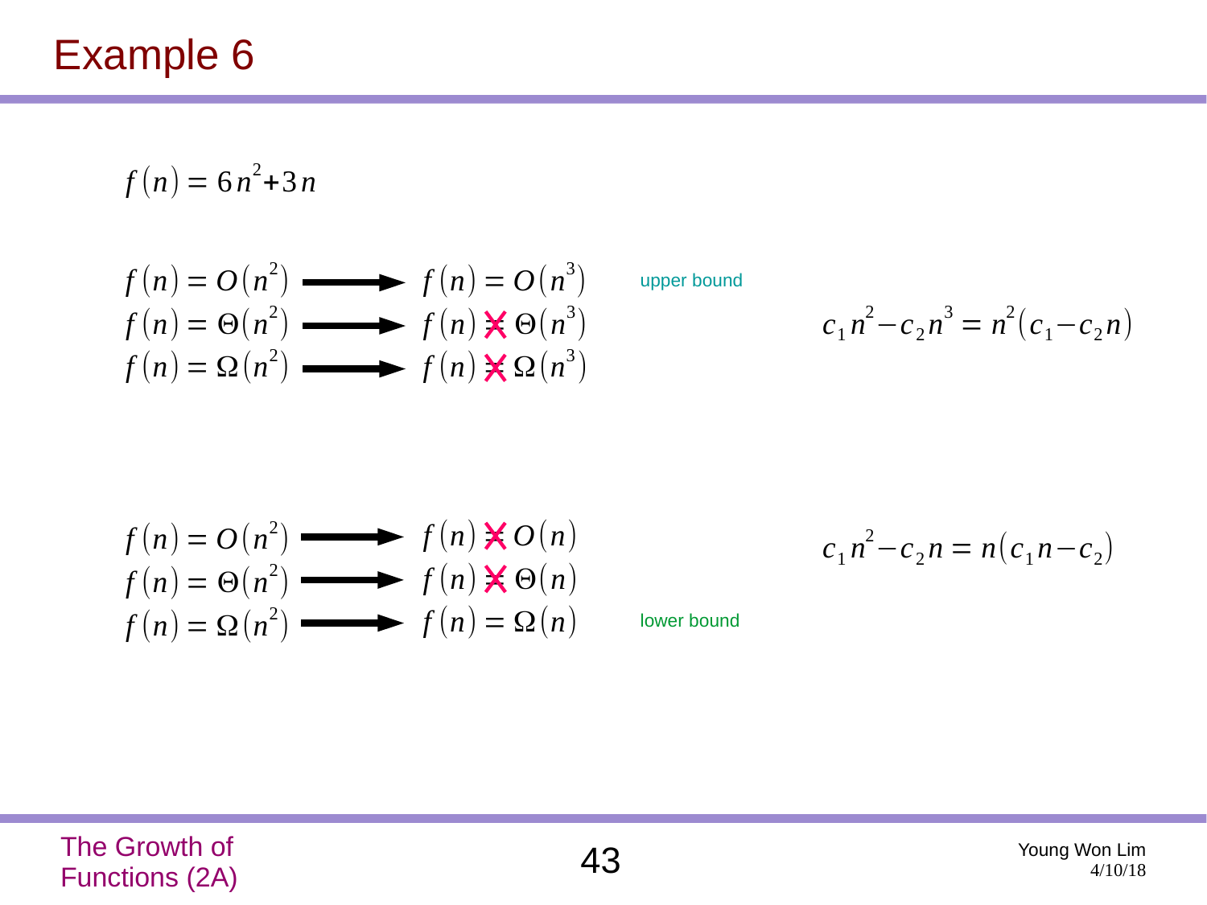# Example 6

$$f(n) = 6n^2 + 3n$$

$$f(n) = O(n^2) \longrightarrow f(n) = O(n^3)$$ upper bound

$$f(n) = \Theta(n^2) \longrightarrow f(n) \neq \Theta(n^3)$$

$$f(n) = \Omega(n^2) \longrightarrow f(n) \neq \Omega(n^3)$$

$$c_1 n^2 - c_2 n^3 = n^2(c_1 - c_2 n)$$

$$f(n) = O(n^2) \longrightarrow f(n) \neq O(n)$$

$$f(n) = \Theta(n^2) \longrightarrow f(n) \neq \Theta(n)$$

$$f(n) = \Omega(n^2) \longrightarrow f(n) = \Omega(n)$$ lower bound

$$c_1 n^2 - c_2 n = n(c_1 n - c_2)$$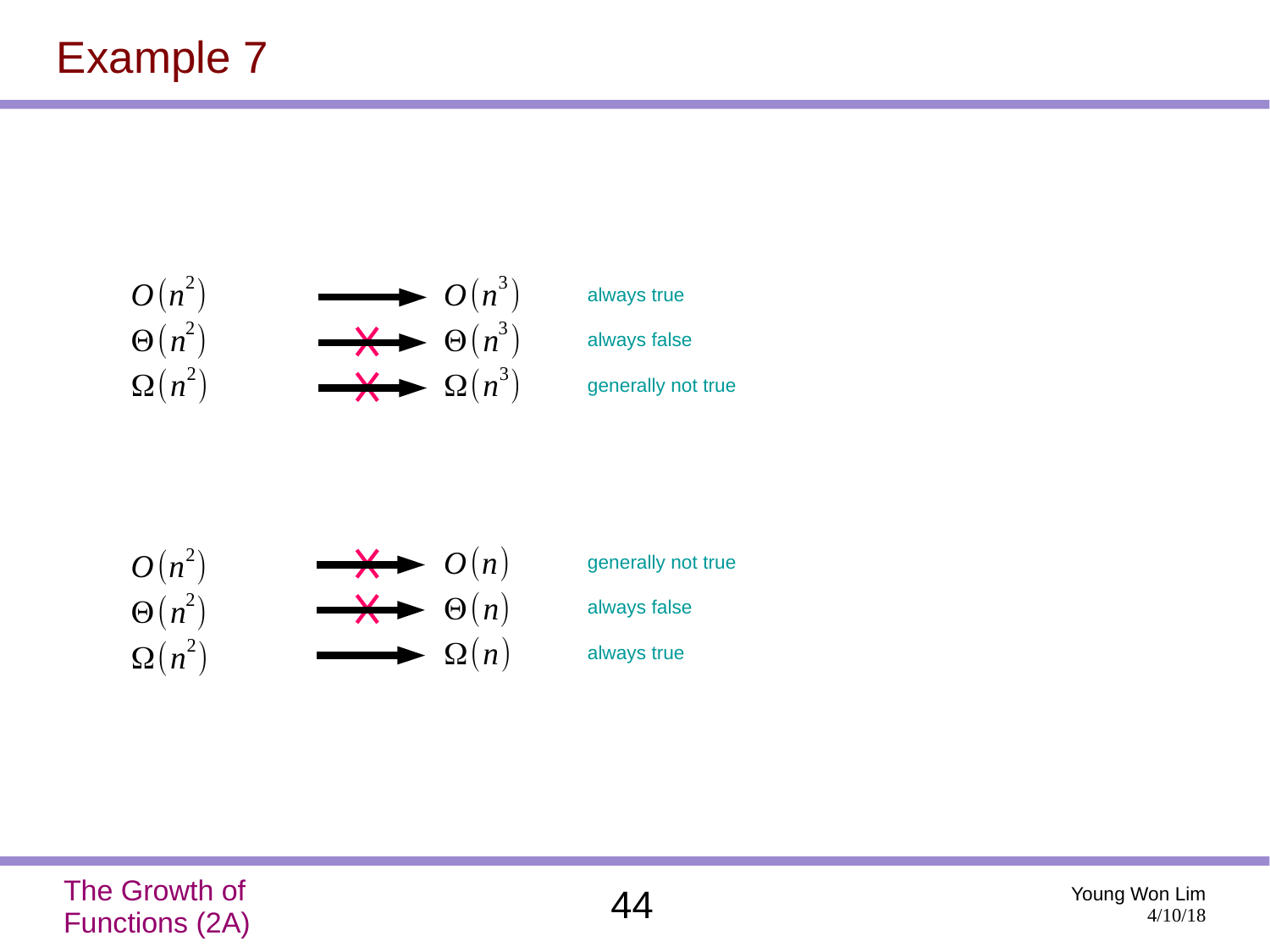# Example 7

| | | |
|---|---|---|
| $O(n^2) \longrightarrow O(n^3)$ | | always true |
| $\Theta(n^2) \not\longrightarrow \Theta(n^3)$ | | always false |
| $\Omega(n^2) \not\longrightarrow \Omega(n^3)$ | | generally not true |

| | | |
|---|---|---|
| $O(n^2) \not\longrightarrow O(n)$ | | generally not true |
| $\Theta(n^2) \not\longrightarrow \Theta(n)$ | | always false |
| $\Omega(n^2) \longrightarrow \Omega(n)$ | | always true |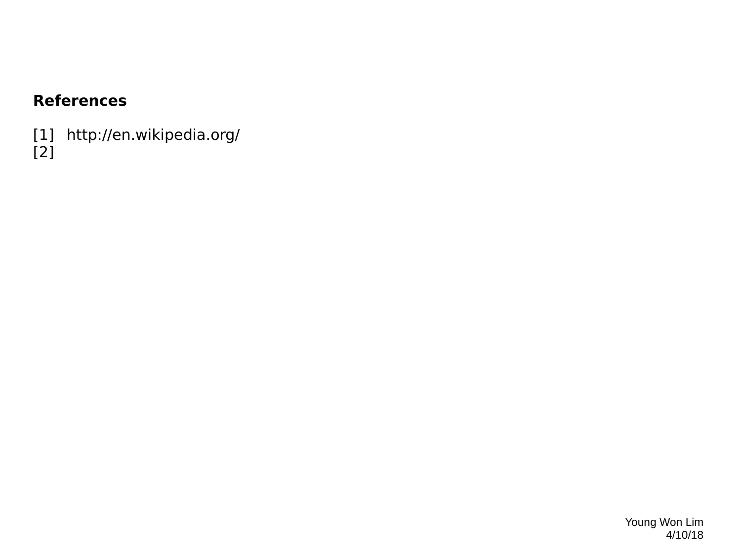## References

[1] http://en.wikipedia.org/
[2]